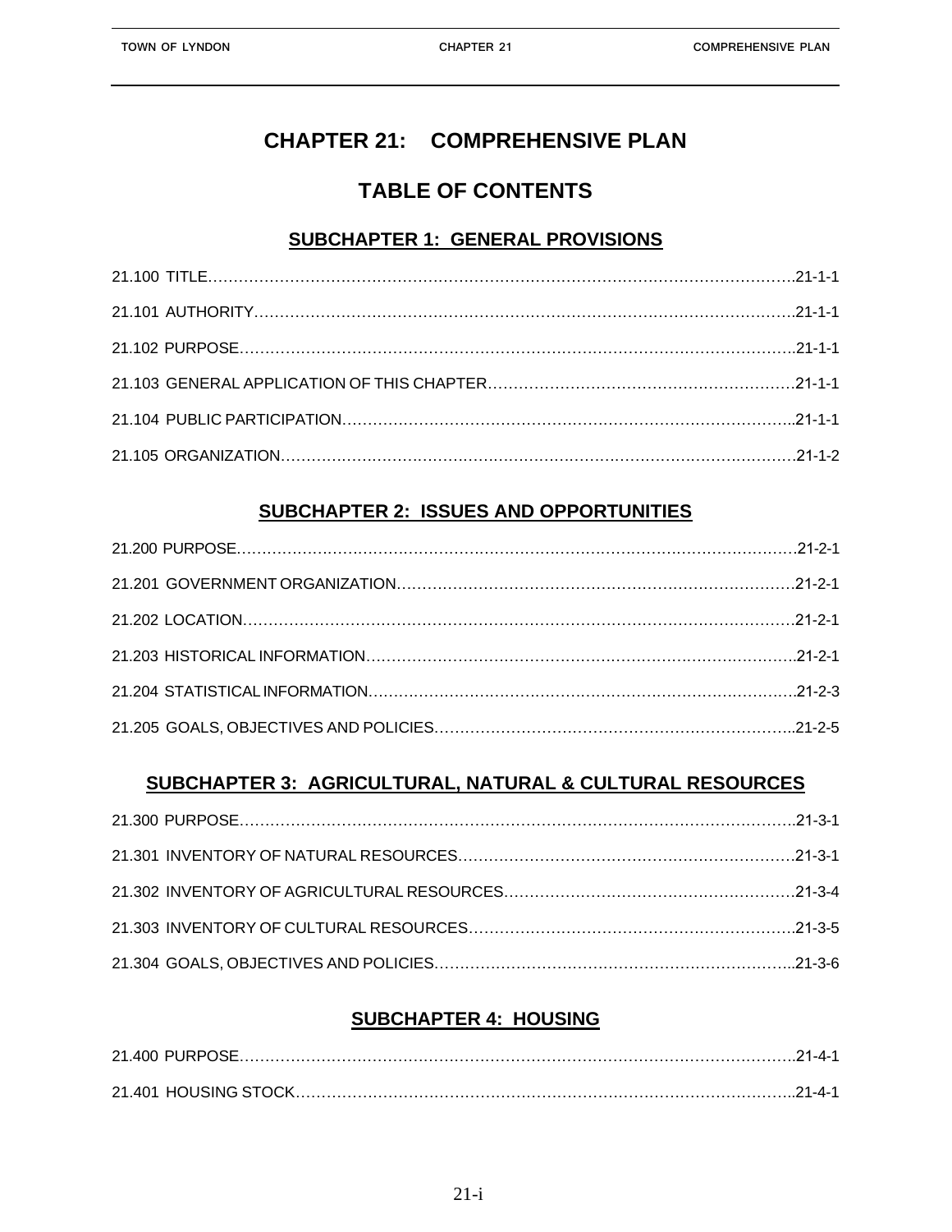# CHAPTER 21: COMPREHENSIVE PLAN

## TABLE OF CONTENTS

### SUBCHAPTER 1: GENERAL PROVISIONS

21.100 TITLE……………………………………………………………………………………………………21-1-1

21.101 AUTHORITY……………………………………………………………………………………………21-1-1

21.102 PURPOSE………………………………………………………………………………………………21-1-1

21.103 GENERAL APPLICATION OF THIS CHAPTER……………………………………………………21-1-1

21.104 PUBLIC PARTICIPATION……………………………………………………………………………21-1-1

21.105 ORGANIZATION………………………………………………………………………………………21-1-2

### SUBCHAPTER 2: ISSUES AND OPPORTUNITIES

21.200 PURPOSE………………………………………………………………………………………………21-2-1

21.201 GOVERNMENT ORGANIZATION……………………………………………………………………21-2-1

21.202 LOCATION………………………………………………………………………………………………21-2-1

21.203 HISTORICAL INFORMATION…………………………………………………………………………21-2-1

21.204 STATISTICAL INFORMATION…………………………………………………………………………21-2-3

21.205 GOALS, OBJECTIVES AND POLICIES………………………………………………………………21-2-5

### SUBCHAPTER 3: AGRICULTURAL, NATURAL & CULTURAL RESOURCES

21.300 PURPOSE………………………………………………………………………………………………21-3-1

21.301 INVENTORY OF NATURAL RESOURCES……………………………………………………………21-3-1

21.302 INVENTORY OF AGRICULTURAL RESOURCES……………………………………………………21-3-4

21.303 INVENTORY OF CULTURAL RESOURCES……………………………………………………………21-3-5

21.304 GOALS, OBJECTIVES AND POLICIES………………………………………………………………21-3-6

### SUBCHAPTER 4: HOUSING

21.400 PURPOSE………………………………………………………………………………………………21-4-1

21.401 HOUSING STOCK………………………………………………………………………………………21-4-1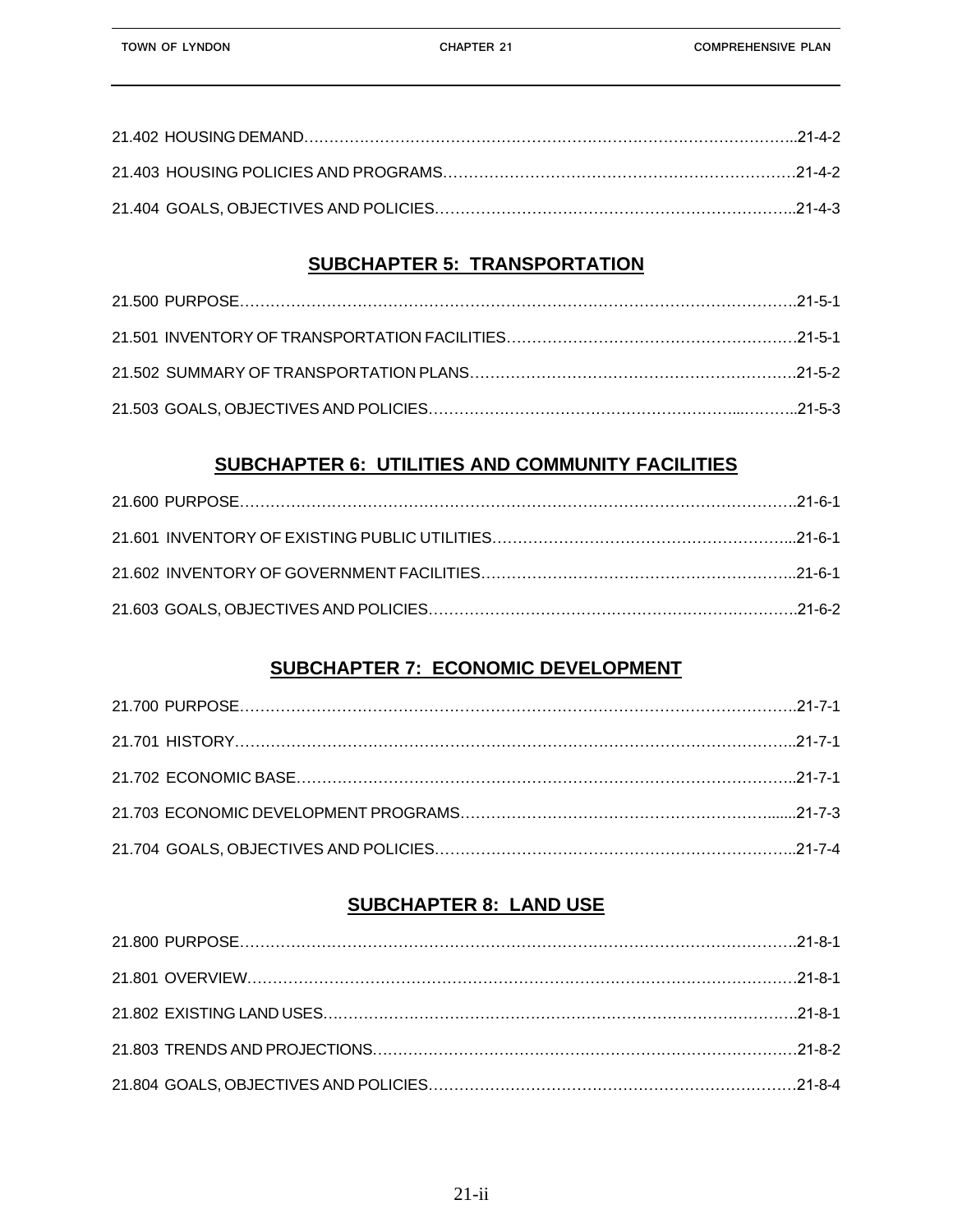21.402 HOUSING DEMAND……………………………………………………………………………………..21-4-2

21.403 HOUSING POLICIES AND PROGRAMS……………………………………………………………21-4-2

21.404 GOALS, OBJECTIVES AND POLICIES……………………………………………………………..21-4-3

## SUBCHAPTER 5: TRANSPORTATION

21.500 PURPOSE……………………………………………………………………………………………….21-5-1

21.501 INVENTORY OF TRANSPORTATION FACILITIES…………………………………………………21-5-1

21.502 SUMMARY OF TRANSPORTATION PLANS……………………………………………………….21-5-2

21.503 GOALS, OBJECTIVES AND POLICIES………………………………………………...………..21-5-3

## SUBCHAPTER 6: UTILITIES AND COMMUNITY FACILITIES

21.600 PURPOSE……………………………………………………………………………………………….21-6-1

21.601 INVENTORY OF EXISTING PUBLIC UTILITIES…………………………………………………...21-6-1

21.602 INVENTORY OF GOVERNMENT FACILITIES……………………………………………………..21-6-1

21.603 GOALS, OBJECTIVES AND POLICIES……………………………………………………………….21-6-2

## SUBCHAPTER 7: ECONOMIC DEVELOPMENT

21.700 PURPOSE……………………………………………………………………………………………….21-7-1

21.701 HISTORY………………………………………………………………………………………………..21-7-1

21.702 ECONOMIC BASE……………………………………………………………………………………..21-7-1

21.703 ECONOMIC DEVELOPMENT PROGRAMS………………………………………………….......21-7-3

21.704 GOALS, OBJECTIVES AND POLICIES……………………………………………………………..21-7-4

## SUBCHAPTER 8: LAND USE

21.800 PURPOSE……………………………………………………………………………………………….21-8-1

21.801 OVERVIEW……………………………………………………………………………………………..21-8-1

21.802 EXISTING LAND USES…………………………………………………………………………………21-8-1

21.803 TRENDS AND PROJECTIONS………………………………………………………………………21-8-2

21.804 GOALS, OBJECTIVES AND POLICIES……………………………………………………………….21-8-4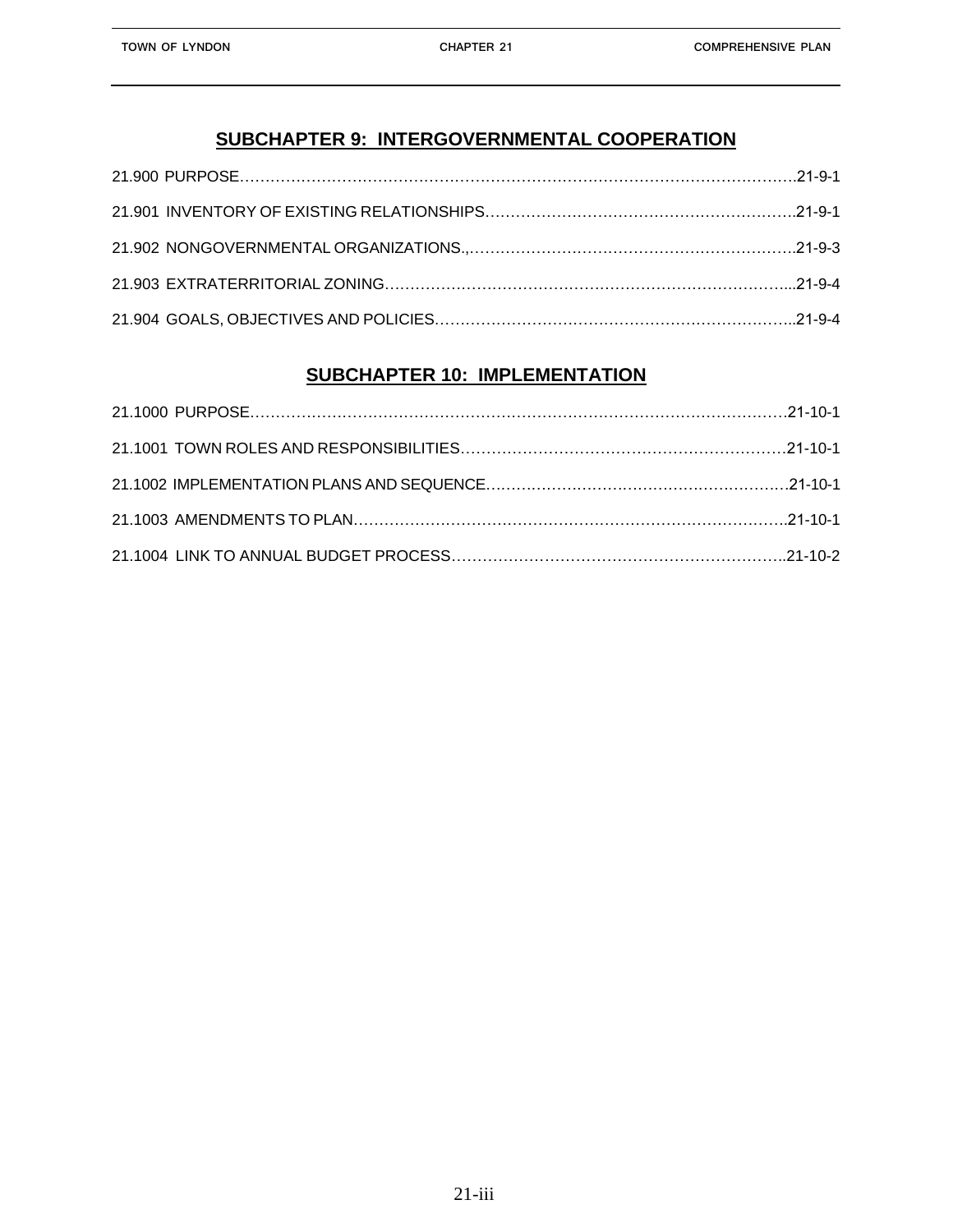## SUBCHAPTER 9: INTERGOVERNMENTAL COOPERATION

21.900 PURPOSE……………………………………………………………………………………………….21-9-1

21.901 INVENTORY OF EXISTING RELATIONSHIPS…………………………………………………….21-9-1

21.902 NONGOVERNMENTAL ORGANIZATIONS.,……………………………………………………….21-9-3

21.903 EXTRATERRITORIAL ZONING……………………………………………………………………...21-9-4

21.904 GOALS, OBJECTIVES AND POLICIES……………………………………………………………..21-9-4

## SUBCHAPTER 10: IMPLEMENTATION

21.1000 PURPOSE………………………………………………………………………………………….21-10-1

21.1001 TOWN ROLES AND RESPONSIBILITIES……………………………………………………….21-10-1

21.1002 IMPLEMENTATION PLANS AND SEQUENCE…………………………………………………..21-10-1

21.1003 AMENDMENTS TO PLAN………………………………………………………………………….21-10-1

21.1004 LINK TO ANNUAL BUDGET PROCESS…………………………………………………………..21-10-2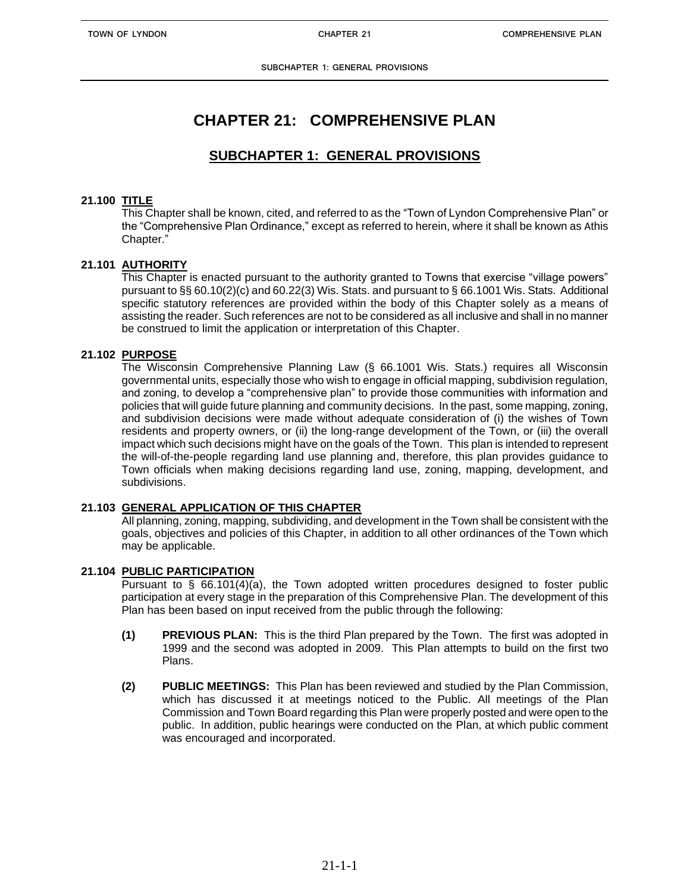# CHAPTER 21: COMPREHENSIVE PLAN

## SUBCHAPTER 1: GENERAL PROVISIONS

### 21.100 TITLE

This Chapter shall be known, cited, and referred to as the "Town of Lyndon Comprehensive Plan" or the "Comprehensive Plan Ordinance," except as referred to herein, where it shall be known as Athis Chapter."

### 21.101 AUTHORITY

This Chapter is enacted pursuant to the authority granted to Towns that exercise "village powers" pursuant to §§ 60.10(2)(c) and 60.22(3) Wis. Stats. and pursuant to § 66.1001 Wis. Stats. Additional specific statutory references are provided within the body of this Chapter solely as a means of assisting the reader. Such references are not to be considered as all inclusive and shall in no manner be construed to limit the application or interpretation of this Chapter.

### 21.102 PURPOSE

The Wisconsin Comprehensive Planning Law (§ 66.1001 Wis. Stats.) requires all Wisconsin governmental units, especially those who wish to engage in official mapping, subdivision regulation, and zoning, to develop a "comprehensive plan" to provide those communities with information and policies that will guide future planning and community decisions. In the past, some mapping, zoning, and subdivision decisions were made without adequate consideration of (i) the wishes of Town residents and property owners, or (ii) the long-range development of the Town, or (iii) the overall impact which such decisions might have on the goals of the Town. This plan is intended to represent the will-of-the-people regarding land use planning and, therefore, this plan provides guidance to Town officials when making decisions regarding land use, zoning, mapping, development, and subdivisions.

### 21.103 GENERAL APPLICATION OF THIS CHAPTER

All planning, zoning, mapping, subdividing, and development in the Town shall be consistent with the goals, objectives and policies of this Chapter, in addition to all other ordinances of the Town which may be applicable.

### 21.104 PUBLIC PARTICIPATION

Pursuant to § 66.101(4)(a), the Town adopted written procedures designed to foster public participation at every stage in the preparation of this Comprehensive Plan. The development of this Plan has been based on input received from the public through the following:

**(1) PREVIOUS PLAN:** This is the third Plan prepared by the Town. The first was adopted in 1999 and the second was adopted in 2009. This Plan attempts to build on the first two Plans.

**(2) PUBLIC MEETINGS:** This Plan has been reviewed and studied by the Plan Commission, which has discussed it at meetings noticed to the Public. All meetings of the Plan Commission and Town Board regarding this Plan were properly posted and were open to the public. In addition, public hearings were conducted on the Plan, at which public comment was encouraged and incorporated.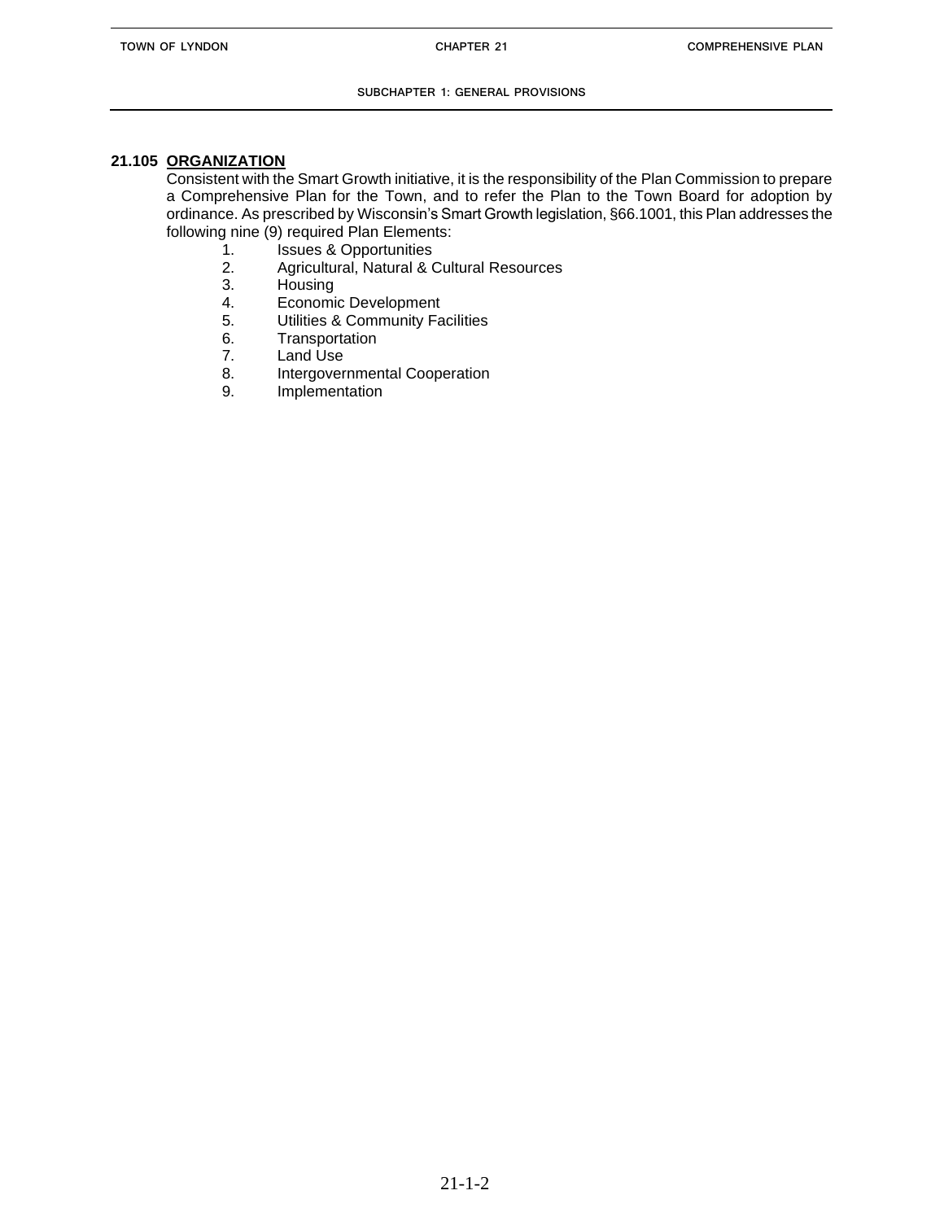## 21.105 ORGANIZATION

Consistent with the Smart Growth initiative, it is the responsibility of the Plan Commission to prepare a Comprehensive Plan for the Town, and to refer the Plan to the Town Board for adoption by ordinance. As prescribed by Wisconsin's Smart Growth legislation, §66.1001, this Plan addresses the following nine (9) required Plan Elements:

1. Issues & Opportunities
2. Agricultural, Natural & Cultural Resources
3. Housing
4. Economic Development
5. Utilities & Community Facilities
6. Transportation
7. Land Use
8. Intergovernmental Cooperation
9. Implementation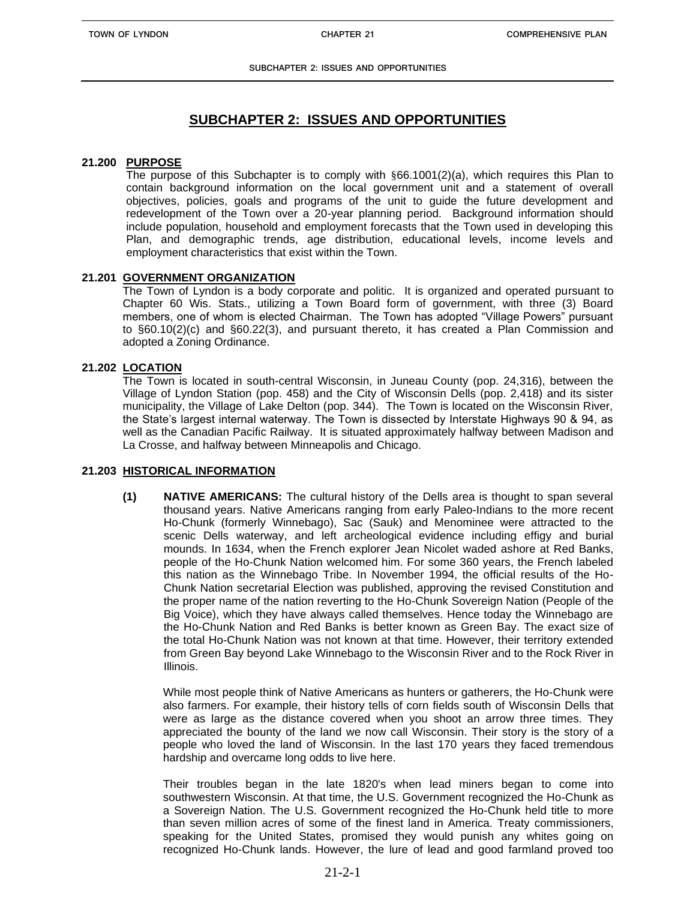## SUBCHAPTER 2: ISSUES AND OPPORTUNITIES

**21.200 PURPOSE**

The purpose of this Subchapter is to comply with §66.1001(2)(a), which requires this Plan to contain background information on the local government unit and a statement of overall objectives, policies, goals and programs of the unit to guide the future development and redevelopment of the Town over a 20-year planning period. Background information should include population, household and employment forecasts that the Town used in developing this Plan, and demographic trends, age distribution, educational levels, income levels and employment characteristics that exist within the Town.

**21.201 GOVERNMENT ORGANIZATION**

The Town of Lyndon is a body corporate and politic. It is organized and operated pursuant to Chapter 60 Wis. Stats., utilizing a Town Board form of government, with three (3) Board members, one of whom is elected Chairman. The Town has adopted "Village Powers" pursuant to §60.10(2)(c) and §60.22(3), and pursuant thereto, it has created a Plan Commission and adopted a Zoning Ordinance.

**21.202 LOCATION**

The Town is located in south-central Wisconsin, in Juneau County (pop. 24,316), between the Village of Lyndon Station (pop. 458) and the City of Wisconsin Dells (pop. 2,418) and its sister municipality, the Village of Lake Delton (pop. 344). The Town is located on the Wisconsin River, the State's largest internal waterway. The Town is dissected by Interstate Highways 90 & 94, as well as the Canadian Pacific Railway. It is situated approximately halfway between Madison and La Crosse, and halfway between Minneapolis and Chicago.

**21.203 HISTORICAL INFORMATION**

**(1) NATIVE AMERICANS:** The cultural history of the Dells area is thought to span several thousand years. Native Americans ranging from early Paleo-Indians to the more recent Ho-Chunk (formerly Winnebago), Sac (Sauk) and Menominee were attracted to the scenic Dells waterway, and left archeological evidence including effigy and burial mounds. In 1634, when the French explorer Jean Nicolet waded ashore at Red Banks, people of the Ho-Chunk Nation welcomed him. For some 360 years, the French labeled this nation as the Winnebago Tribe. In November 1994, the official results of the Ho-Chunk Nation secretarial Election was published, approving the revised Constitution and the proper name of the nation reverting to the Ho-Chunk Sovereign Nation (People of the Big Voice), which they have always called themselves. Hence today the Winnebago are the Ho-Chunk Nation and Red Banks is better known as Green Bay. The exact size of the total Ho-Chunk Nation was not known at that time. However, their territory extended from Green Bay beyond Lake Winnebago to the Wisconsin River and to the Rock River in Illinois.

While most people think of Native Americans as hunters or gatherers, the Ho-Chunk were also farmers. For example, their history tells of corn fields south of Wisconsin Dells that were as large as the distance covered when you shoot an arrow three times. They appreciated the bounty of the land we now call Wisconsin. Their story is the story of a people who loved the land of Wisconsin. In the last 170 years they faced tremendous hardship and overcame long odds to live here.

Their troubles began in the late 1820's when lead miners began to come into southwestern Wisconsin. At that time, the U.S. Government recognized the Ho-Chunk as a Sovereign Nation. The U.S. Government recognized the Ho-Chunk held title to more than seven million acres of some of the finest land in America. Treaty commissioners, speaking for the United States, promised they would punish any whites going on recognized Ho-Chunk lands. However, the lure of lead and good farmland proved too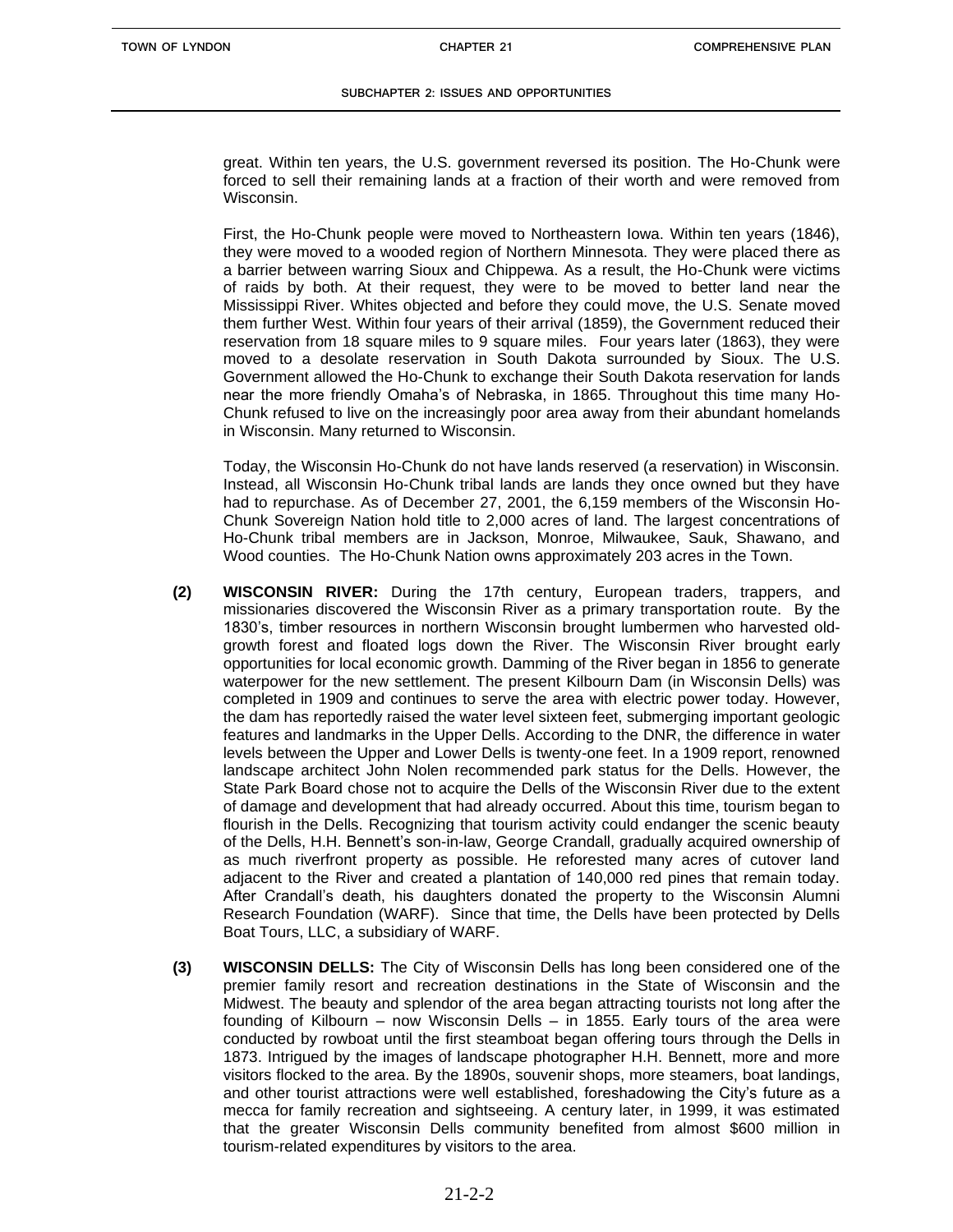great. Within ten years, the U.S. government reversed its position. The Ho-Chunk were forced to sell their remaining lands at a fraction of their worth and were removed from Wisconsin.

First, the Ho-Chunk people were moved to Northeastern Iowa. Within ten years (1846), they were moved to a wooded region of Northern Minnesota. They were placed there as a barrier between warring Sioux and Chippewa. As a result, the Ho-Chunk were victims of raids by both. At their request, they were to be moved to better land near the Mississippi River. Whites objected and before they could move, the U.S. Senate moved them further West. Within four years of their arrival (1859), the Government reduced their reservation from 18 square miles to 9 square miles. Four years later (1863), they were moved to a desolate reservation in South Dakota surrounded by Sioux. The U.S. Government allowed the Ho-Chunk to exchange their South Dakota reservation for lands near the more friendly Omaha's of Nebraska, in 1865. Throughout this time many Ho-Chunk refused to live on the increasingly poor area away from their abundant homelands in Wisconsin. Many returned to Wisconsin.

Today, the Wisconsin Ho-Chunk do not have lands reserved (a reservation) in Wisconsin. Instead, all Wisconsin Ho-Chunk tribal lands are lands they once owned but they have had to repurchase. As of December 27, 2001, the 6,159 members of the Wisconsin Ho-Chunk Sovereign Nation hold title to 2,000 acres of land. The largest concentrations of Ho-Chunk tribal members are in Jackson, Monroe, Milwaukee, Sauk, Shawano, and Wood counties. The Ho-Chunk Nation owns approximately 203 acres in the Town.

**(2) WISCONSIN RIVER:** During the 17th century, European traders, trappers, and missionaries discovered the Wisconsin River as a primary transportation route. By the 1830's, timber resources in northern Wisconsin brought lumbermen who harvested old-growth forest and floated logs down the River. The Wisconsin River brought early opportunities for local economic growth. Damming of the River began in 1856 to generate waterpower for the new settlement. The present Kilbourn Dam (in Wisconsin Dells) was completed in 1909 and continues to serve the area with electric power today. However, the dam has reportedly raised the water level sixteen feet, submerging important geologic features and landmarks in the Upper Dells. According to the DNR, the difference in water levels between the Upper and Lower Dells is twenty-one feet. In a 1909 report, renowned landscape architect John Nolen recommended park status for the Dells. However, the State Park Board chose not to acquire the Dells of the Wisconsin River due to the extent of damage and development that had already occurred. About this time, tourism began to flourish in the Dells. Recognizing that tourism activity could endanger the scenic beauty of the Dells, H.H. Bennett's son-in-law, George Crandall, gradually acquired ownership of as much riverfront property as possible. He reforested many acres of cutover land adjacent to the River and created a plantation of 140,000 red pines that remain today. After Crandall's death, his daughters donated the property to the Wisconsin Alumni Research Foundation (WARF). Since that time, the Dells have been protected by Dells Boat Tours, LLC, a subsidiary of WARF.

**(3) WISCONSIN DELLS:** The City of Wisconsin Dells has long been considered one of the premier family resort and recreation destinations in the State of Wisconsin and the Midwest. The beauty and splendor of the area began attracting tourists not long after the founding of Kilbourn – now Wisconsin Dells – in 1855. Early tours of the area were conducted by rowboat until the first steamboat began offering tours through the Dells in 1873. Intrigued by the images of landscape photographer H.H. Bennett, more and more visitors flocked to the area. By the 1890s, souvenir shops, more steamers, boat landings, and other tourist attractions were well established, foreshadowing the City's future as a mecca for family recreation and sightseeing. A century later, in 1999, it was estimated that the greater Wisconsin Dells community benefited from almost $600 million in tourism-related expenditures by visitors to the area.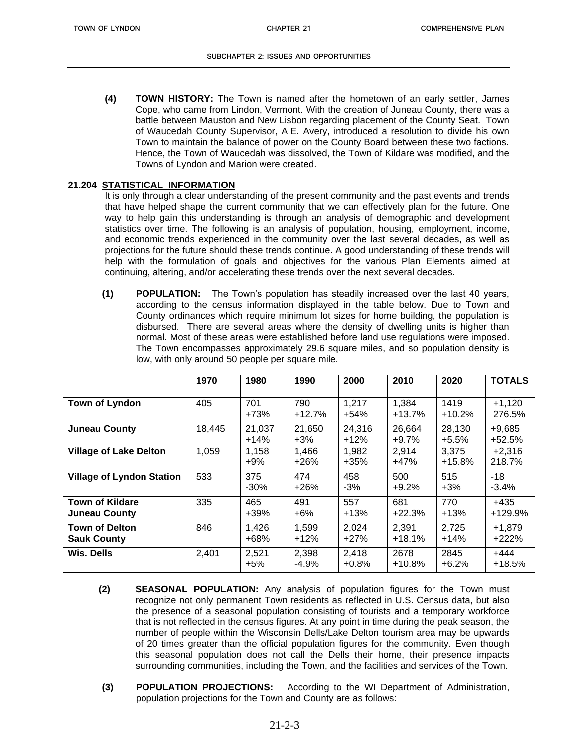**(4) TOWN HISTORY:** The Town is named after the hometown of an early settler, James Cope, who came from Lindon, Vermont. With the creation of Juneau County, there was a battle between Mauston and New Lisbon regarding placement of the County Seat. Town of Waucedah County Supervisor, A.E. Avery, introduced a resolution to divide his own Town to maintain the balance of power on the County Board between these two factions. Hence, the Town of Waucedah was dissolved, the Town of Kildare was modified, and the Towns of Lyndon and Marion were created.

## 21.204 STATISTICAL INFORMATION

It is only through a clear understanding of the present community and the past events and trends that have helped shape the current community that we can effectively plan for the future. One way to help gain this understanding is through an analysis of demographic and development statistics over time. The following is an analysis of population, housing, employment, income, and economic trends experienced in the community over the last several decades, as well as projections for the future should these trends continue. A good understanding of these trends will help with the formulation of goals and objectives for the various Plan Elements aimed at continuing, altering, and/or accelerating these trends over the next several decades.

**(1) POPULATION:** The Town's population has steadily increased over the last 40 years, according to the census information displayed in the table below. Due to Town and County ordinances which require minimum lot sizes for home building, the population is disbursed. There are several areas where the density of dwelling units is higher than normal. Most of these areas were established before land use regulations were imposed. The Town encompasses approximately 29.6 square miles, and so population density is low, with only around 50 people per square mile.

| | 1970 | 1980 | 1990 | 2000 | 2010 | 2020 | TOTALS |
|---|---|---|---|---|---|---|---|
| **Town of Lyndon** | 405 | 701 +73% | 790 +12.7% | 1,217 +54% | 1,384 +13.7% | 1419 +10.2% | +1,120 276.5% |
| **Juneau County** | 18,445 | 21,037 +14% | 21,650 +3% | 24,316 +12% | 26,664 +9.7% | 28,130 +5.5% | +9,685 +52.5% |
| **Village of Lake Delton** | 1,059 | 1,158 +9% | 1,466 +26% | 1,982 +35% | 2,914 +47% | 3,375 +15.8% | +2,316 218.7% |
| **Village of Lyndon Station** | 533 | 375 -30% | 474 +26% | 458 -3% | 500 +9.2% | 515 +3% | -18 -3.4% |
| **Town of Kildare Juneau County** | 335 | 465 +39% | 491 +6% | 557 +13% | 681 +22.3% | 770 +13% | +435 +129.9% |
| **Town of Delton Sauk County** | 846 | 1,426 +68% | 1,599 +12% | 2,024 +27% | 2,391 +18.1% | 2,725 +14% | +1,879 +222% |
| **Wis. Dells** | 2,401 | 2,521 +5% | 2,398 -4.9% | 2,418 +0.8% | 2678 +10.8% | 2845 +6.2% | +444 +18.5% |

**(2) SEASONAL POPULATION:** Any analysis of population figures for the Town must recognize not only permanent Town residents as reflected in U.S. Census data, but also the presence of a seasonal population consisting of tourists and a temporary workforce that is not reflected in the census figures. At any point in time during the peak season, the number of people within the Wisconsin Dells/Lake Delton tourism area may be upwards of 20 times greater than the official population figures for the community. Even though this seasonal population does not call the Dells their home, their presence impacts surrounding communities, including the Town, and the facilities and services of the Town.

**(3) POPULATION PROJECTIONS:** According to the WI Department of Administration, population projections for the Town and County are as follows: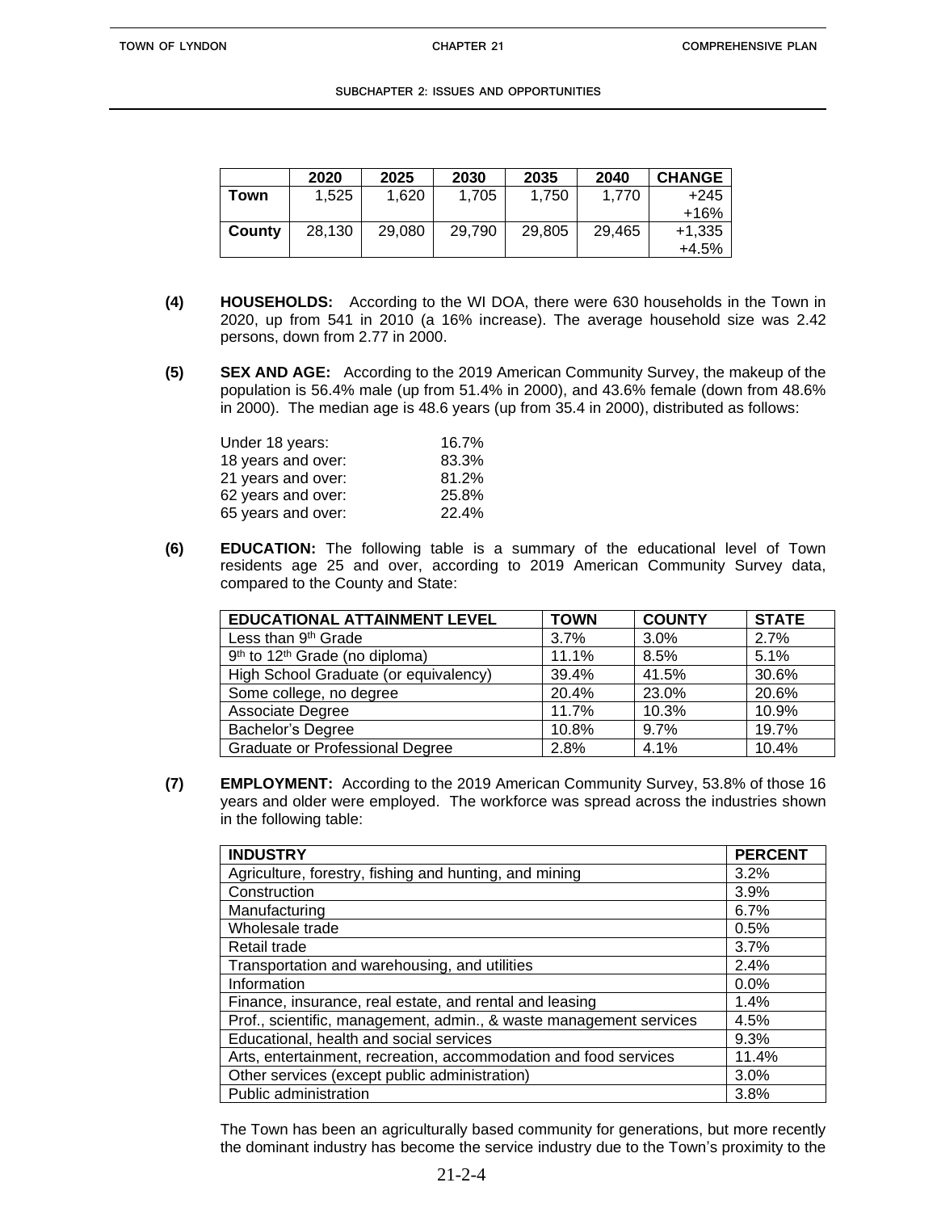| | 2020 | 2025 | 2030 | 2035 | 2040 | CHANGE |
|---|---|---|---|---|---|---|
| **Town** | 1,525 | 1,620 | 1,705 | 1,750 | 1,770 | +245<br>+16% |
| **County** | 28,130 | 29,080 | 29,790 | 29,805 | 29,465 | +1,335<br>+4.5% |

**(4) HOUSEHOLDS:** According to the WI DOA, there were 630 households in the Town in 2020, up from 541 in 2010 (a 16% increase). The average household size was 2.42 persons, down from 2.77 in 2000.

**(5) SEX AND AGE:** According to the 2019 American Community Survey, the makeup of the population is 56.4% male (up from 51.4% in 2000), and 43.6% female (down from 48.6% in 2000). The median age is 48.6 years (up from 35.4 in 2000), distributed as follows:

| | |
|---|---|
| Under 18 years: | 16.7% |
| 18 years and over: | 83.3% |
| 21 years and over: | 81.2% |
| 62 years and over: | 25.8% |
| 65 years and over: | 22.4% |

**(6) EDUCATION:** The following table is a summary of the educational level of Town residents age 25 and over, according to 2019 American Community Survey data, compared to the County and State:

| EDUCATIONAL ATTAINMENT LEVEL | TOWN | COUNTY | STATE |
|---|---|---|---|
| Less than 9th Grade | 3.7% | 3.0% | 2.7% |
| 9th to 12th Grade (no diploma) | 11.1% | 8.5% | 5.1% |
| High School Graduate (or equivalency) | 39.4% | 41.5% | 30.6% |
| Some college, no degree | 20.4% | 23.0% | 20.6% |
| Associate Degree | 11.7% | 10.3% | 10.9% |
| Bachelor's Degree | 10.8% | 9.7% | 19.7% |
| Graduate or Professional Degree | 2.8% | 4.1% | 10.4% |

**(7) EMPLOYMENT:** According to the 2019 American Community Survey, 53.8% of those 16 years and older were employed. The workforce was spread across the industries shown in the following table:

| INDUSTRY | PERCENT |
|---|---|
| Agriculture, forestry, fishing and hunting, and mining | 3.2% |
| Construction | 3.9% |
| Manufacturing | 6.7% |
| Wholesale trade | 0.5% |
| Retail trade | 3.7% |
| Transportation and warehousing, and utilities | 2.4% |
| Information | 0.0% |
| Finance, insurance, real estate, and rental and leasing | 1.4% |
| Prof., scientific, management, admin., & waste management services | 4.5% |
| Educational, health and social services | 9.3% |
| Arts, entertainment, recreation, accommodation and food services | 11.4% |
| Other services (except public administration) | 3.0% |
| Public administration | 3.8% |

The Town has been an agriculturally based community for generations, but more recently the dominant industry has become the service industry due to the Town's proximity to the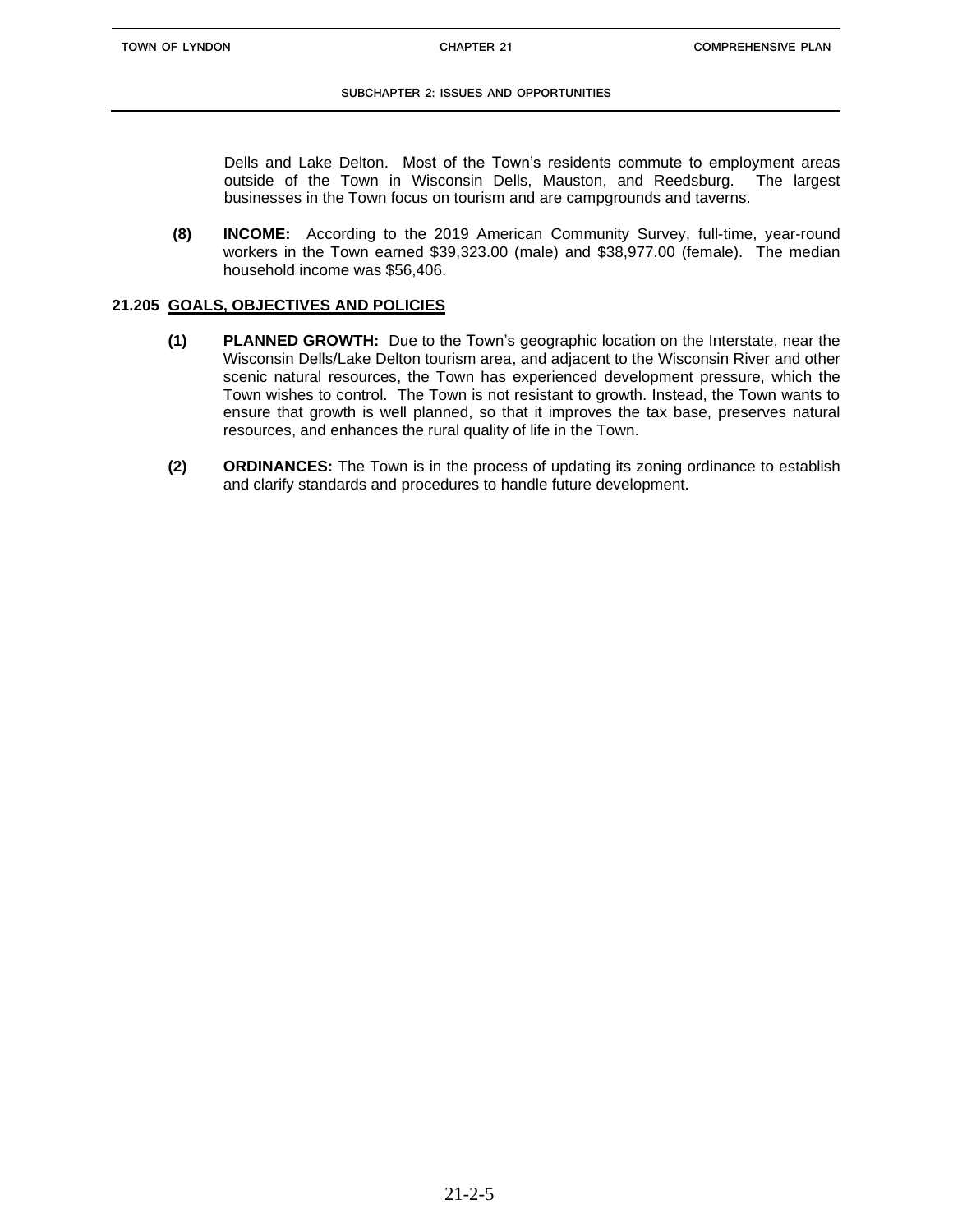Dells and Lake Delton. Most of the Town's residents commute to employment areas outside of the Town in Wisconsin Dells, Mauston, and Reedsburg. The largest businesses in the Town focus on tourism and are campgrounds and taverns.

**(8) INCOME:** According to the 2019 American Community Survey, full-time, year-round workers in the Town earned $39,323.00 (male) and $38,977.00 (female). The median household income was $56,406.

## 21.205 GOALS, OBJECTIVES AND POLICIES

**(1) PLANNED GROWTH:** Due to the Town's geographic location on the Interstate, near the Wisconsin Dells/Lake Delton tourism area, and adjacent to the Wisconsin River and other scenic natural resources, the Town has experienced development pressure, which the Town wishes to control. The Town is not resistant to growth. Instead, the Town wants to ensure that growth is well planned, so that it improves the tax base, preserves natural resources, and enhances the rural quality of life in the Town.

**(2) ORDINANCES:** The Town is in the process of updating its zoning ordinance to establish and clarify standards and procedures to handle future development.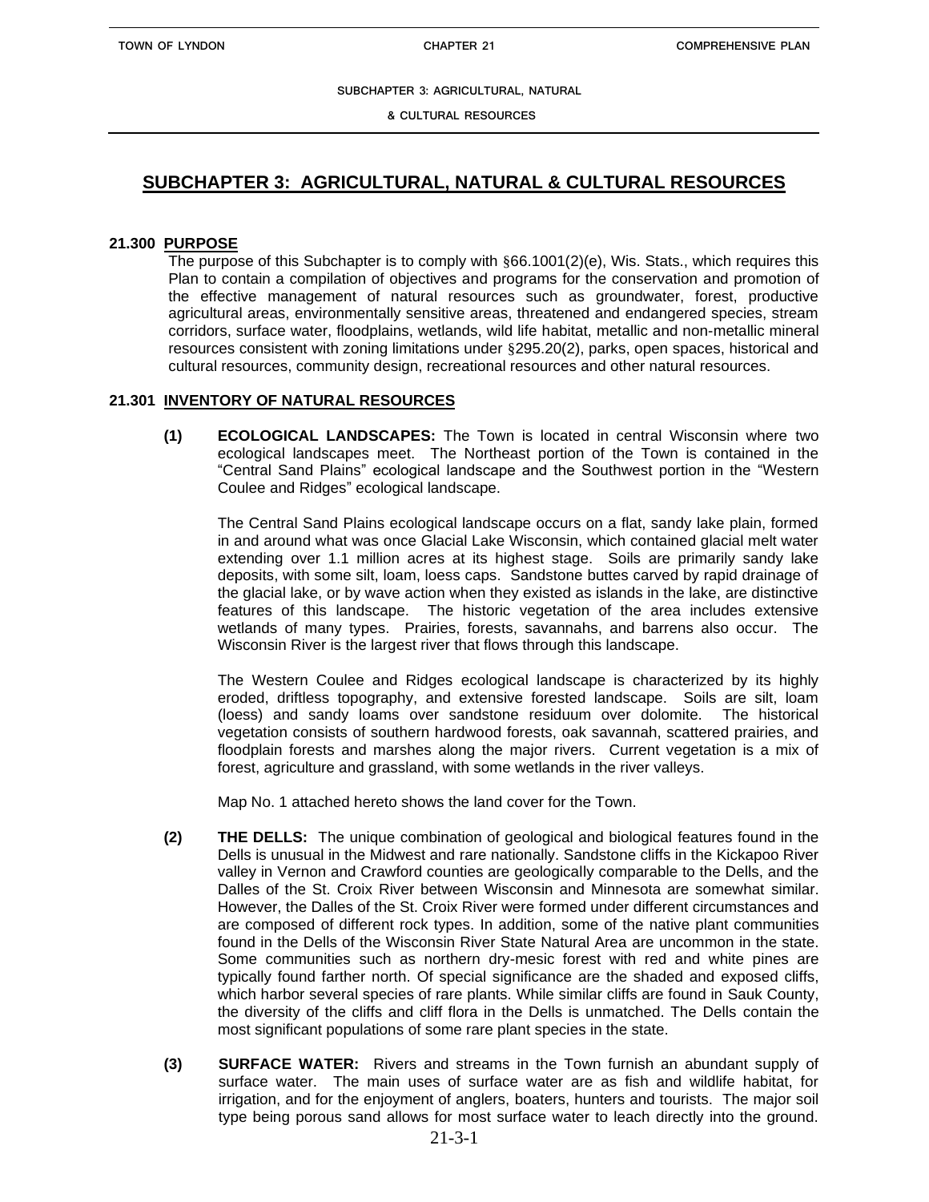# SUBCHAPTER 3: AGRICULTURAL, NATURAL & CULTURAL RESOURCES

## 21.300 PURPOSE

The purpose of this Subchapter is to comply with §66.1001(2)(e), Wis. Stats., which requires this Plan to contain a compilation of objectives and programs for the conservation and promotion of the effective management of natural resources such as groundwater, forest, productive agricultural areas, environmentally sensitive areas, threatened and endangered species, stream corridors, surface water, floodplains, wetlands, wild life habitat, metallic and non-metallic mineral resources consistent with zoning limitations under §295.20(2), parks, open spaces, historical and cultural resources, community design, recreational resources and other natural resources.

## 21.301 INVENTORY OF NATURAL RESOURCES

**(1) ECOLOGICAL LANDSCAPES:** The Town is located in central Wisconsin where two ecological landscapes meet. The Northeast portion of the Town is contained in the "Central Sand Plains" ecological landscape and the Southwest portion in the "Western Coulee and Ridges" ecological landscape.

The Central Sand Plains ecological landscape occurs on a flat, sandy lake plain, formed in and around what was once Glacial Lake Wisconsin, which contained glacial melt water extending over 1.1 million acres at its highest stage. Soils are primarily sandy lake deposits, with some silt, loam, loess caps. Sandstone buttes carved by rapid drainage of the glacial lake, or by wave action when they existed as islands in the lake, are distinctive features of this landscape. The historic vegetation of the area includes extensive wetlands of many types. Prairies, forests, savannahs, and barrens also occur. The Wisconsin River is the largest river that flows through this landscape.

The Western Coulee and Ridges ecological landscape is characterized by its highly eroded, driftless topography, and extensive forested landscape. Soils are silt, loam (loess) and sandy loams over sandstone residuum over dolomite. The historical vegetation consists of southern hardwood forests, oak savannah, scattered prairies, and floodplain forests and marshes along the major rivers. Current vegetation is a mix of forest, agriculture and grassland, with some wetlands in the river valleys.

Map No. 1 attached hereto shows the land cover for the Town.

**(2) THE DELLS:** The unique combination of geological and biological features found in the Dells is unusual in the Midwest and rare nationally. Sandstone cliffs in the Kickapoo River valley in Vernon and Crawford counties are geologically comparable to the Dells, and the Dalles of the St. Croix River between Wisconsin and Minnesota are somewhat similar. However, the Dalles of the St. Croix River were formed under different circumstances and are composed of different rock types. In addition, some of the native plant communities found in the Dells of the Wisconsin River State Natural Area are uncommon in the state. Some communities such as northern dry-mesic forest with red and white pines are typically found farther north. Of special significance are the shaded and exposed cliffs, which harbor several species of rare plants. While similar cliffs are found in Sauk County, the diversity of the cliffs and cliff flora in the Dells is unmatched. The Dells contain the most significant populations of some rare plant species in the state.

**(3) SURFACE WATER:** Rivers and streams in the Town furnish an abundant supply of surface water. The main uses of surface water are as fish and wildlife habitat, for irrigation, and for the enjoyment of anglers, boaters, hunters and tourists. The major soil type being porous sand allows for most surface water to leach directly into the ground.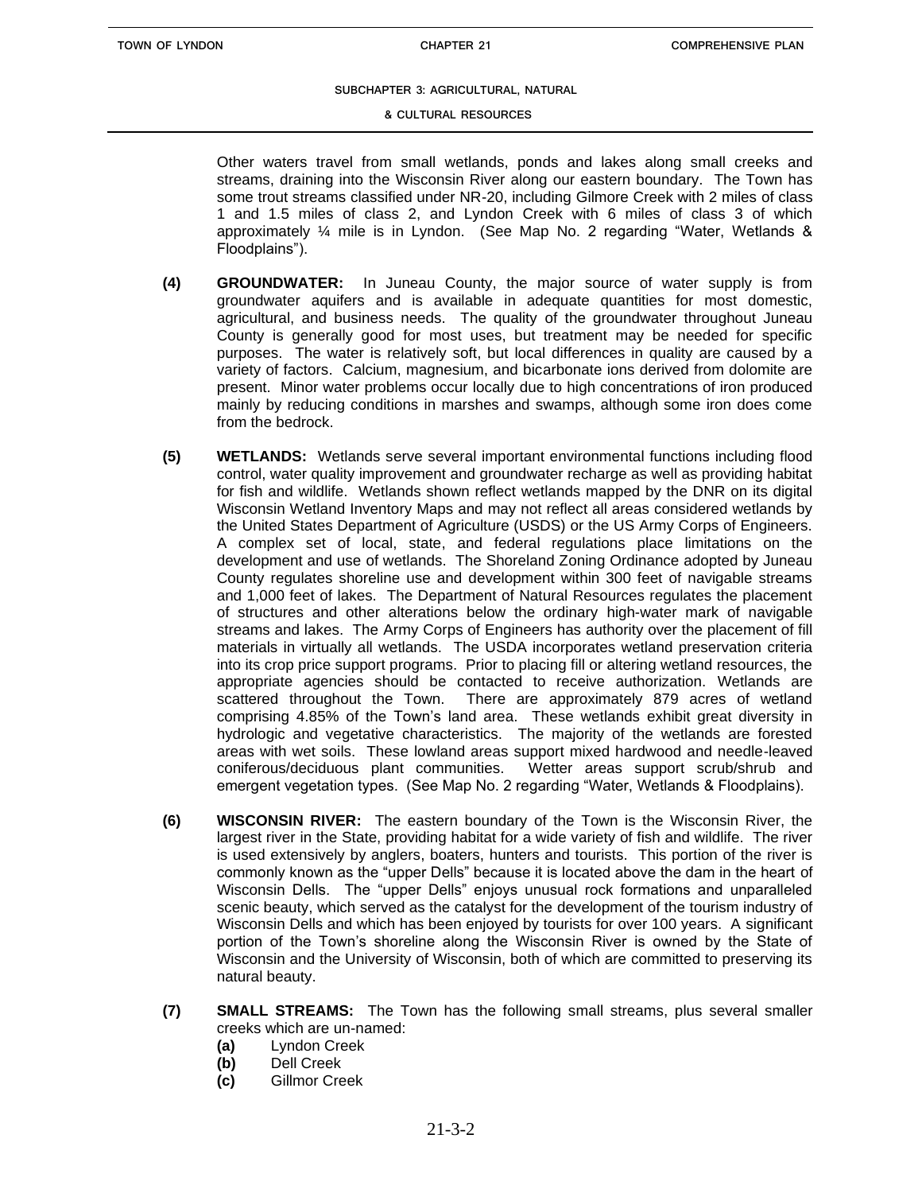Other waters travel from small wetlands, ponds and lakes along small creeks and streams, draining into the Wisconsin River along our eastern boundary. The Town has some trout streams classified under NR-20, including Gilmore Creek with 2 miles of class 1 and 1.5 miles of class 2, and Lyndon Creek with 6 miles of class 3 of which approximately ¼ mile is in Lyndon. (See Map No. 2 regarding "Water, Wetlands & Floodplains").

**(4) GROUNDWATER:** In Juneau County, the major source of water supply is from groundwater aquifers and is available in adequate quantities for most domestic, agricultural, and business needs. The quality of the groundwater throughout Juneau County is generally good for most uses, but treatment may be needed for specific purposes. The water is relatively soft, but local differences in quality are caused by a variety of factors. Calcium, magnesium, and bicarbonate ions derived from dolomite are present. Minor water problems occur locally due to high concentrations of iron produced mainly by reducing conditions in marshes and swamps, although some iron does come from the bedrock.

**(5) WETLANDS:** Wetlands serve several important environmental functions including flood control, water quality improvement and groundwater recharge as well as providing habitat for fish and wildlife. Wetlands shown reflect wetlands mapped by the DNR on its digital Wisconsin Wetland Inventory Maps and may not reflect all areas considered wetlands by the United States Department of Agriculture (USDS) or the US Army Corps of Engineers. A complex set of local, state, and federal regulations place limitations on the development and use of wetlands. The Shoreland Zoning Ordinance adopted by Juneau County regulates shoreline use and development within 300 feet of navigable streams and 1,000 feet of lakes. The Department of Natural Resources regulates the placement of structures and other alterations below the ordinary high-water mark of navigable streams and lakes. The Army Corps of Engineers has authority over the placement of fill materials in virtually all wetlands. The USDA incorporates wetland preservation criteria into its crop price support programs. Prior to placing fill or altering wetland resources, the appropriate agencies should be contacted to receive authorization. Wetlands are scattered throughout the Town. There are approximately 879 acres of wetland comprising 4.85% of the Town's land area. These wetlands exhibit great diversity in hydrologic and vegetative characteristics. The majority of the wetlands are forested areas with wet soils. These lowland areas support mixed hardwood and needle-leaved coniferous/deciduous plant communities. Wetter areas support scrub/shrub and emergent vegetation types. (See Map No. 2 regarding "Water, Wetlands & Floodplains).

**(6) WISCONSIN RIVER:** The eastern boundary of the Town is the Wisconsin River, the largest river in the State, providing habitat for a wide variety of fish and wildlife. The river is used extensively by anglers, boaters, hunters and tourists. This portion of the river is commonly known as the "upper Dells" because it is located above the dam in the heart of Wisconsin Dells. The "upper Dells" enjoys unusual rock formations and unparalleled scenic beauty, which served as the catalyst for the development of the tourism industry of Wisconsin Dells and which has been enjoyed by tourists for over 100 years. A significant portion of the Town's shoreline along the Wisconsin River is owned by the State of Wisconsin and the University of Wisconsin, both of which are committed to preserving its natural beauty.

**(7) SMALL STREAMS:** The Town has the following small streams, plus several smaller creeks which are un-named:

- **(a)** Lyndon Creek
- **(b)** Dell Creek
- **(c)** Gillmor Creek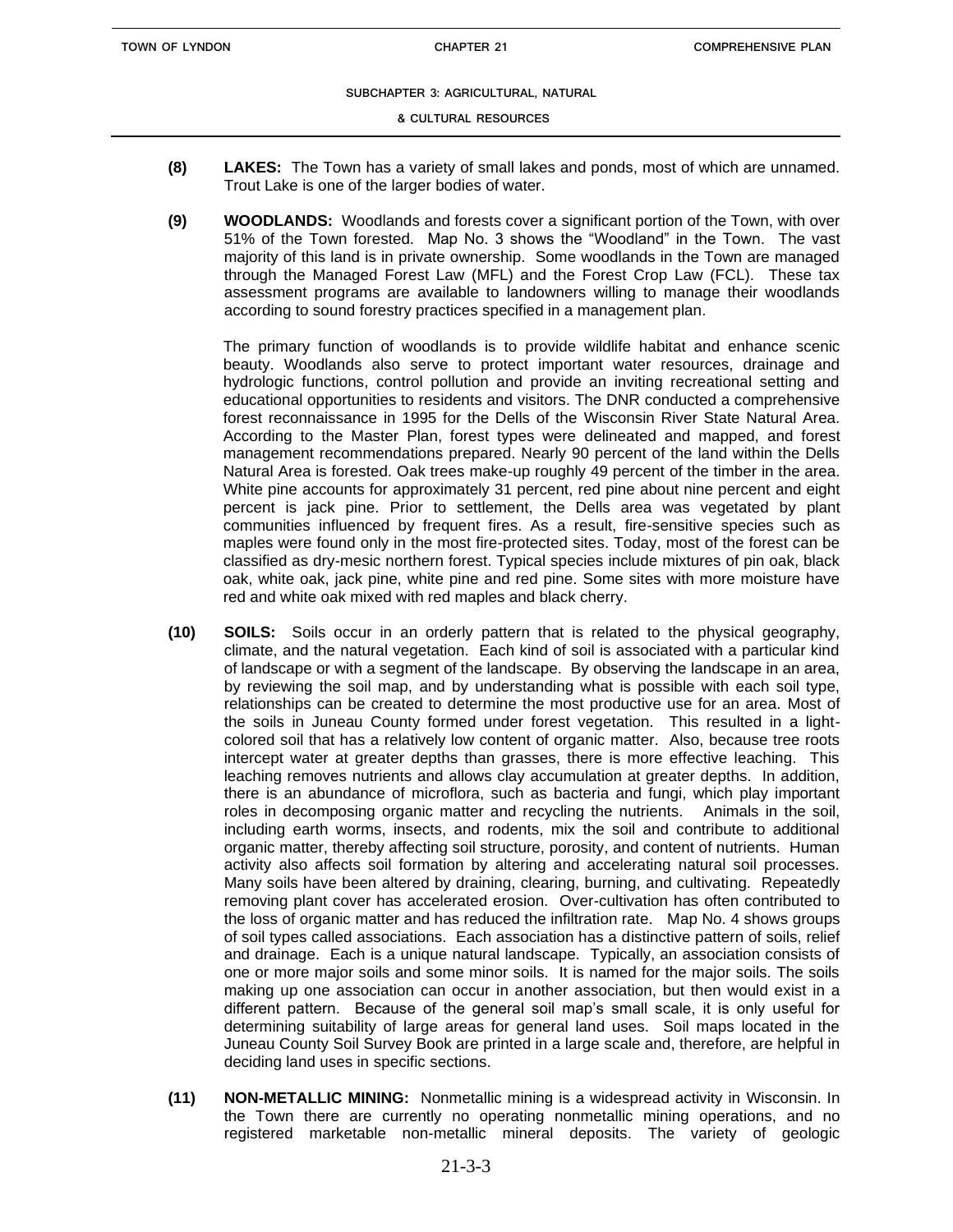**(8) LAKES:** The Town has a variety of small lakes and ponds, most of which are unnamed. Trout Lake is one of the larger bodies of water.

**(9) WOODLANDS:** Woodlands and forests cover a significant portion of the Town, with over 51% of the Town forested. Map No. 3 shows the "Woodland" in the Town. The vast majority of this land is in private ownership. Some woodlands in the Town are managed through the Managed Forest Law (MFL) and the Forest Crop Law (FCL). These tax assessment programs are available to landowners willing to manage their woodlands according to sound forestry practices specified in a management plan.

The primary function of woodlands is to provide wildlife habitat and enhance scenic beauty. Woodlands also serve to protect important water resources, drainage and hydrologic functions, control pollution and provide an inviting recreational setting and educational opportunities to residents and visitors. The DNR conducted a comprehensive forest reconnaissance in 1995 for the Dells of the Wisconsin River State Natural Area. According to the Master Plan, forest types were delineated and mapped, and forest management recommendations prepared. Nearly 90 percent of the land within the Dells Natural Area is forested. Oak trees make-up roughly 49 percent of the timber in the area. White pine accounts for approximately 31 percent, red pine about nine percent and eight percent is jack pine. Prior to settlement, the Dells area was vegetated by plant communities influenced by frequent fires. As a result, fire-sensitive species such as maples were found only in the most fire-protected sites. Today, most of the forest can be classified as dry-mesic northern forest. Typical species include mixtures of pin oak, black oak, white oak, jack pine, white pine and red pine. Some sites with more moisture have red and white oak mixed with red maples and black cherry.

**(10) SOILS:** Soils occur in an orderly pattern that is related to the physical geography, climate, and the natural vegetation. Each kind of soil is associated with a particular kind of landscape or with a segment of the landscape. By observing the landscape in an area, by reviewing the soil map, and by understanding what is possible with each soil type, relationships can be created to determine the most productive use for an area. Most of the soils in Juneau County formed under forest vegetation. This resulted in a light-colored soil that has a relatively low content of organic matter. Also, because tree roots intercept water at greater depths than grasses, there is more effective leaching. This leaching removes nutrients and allows clay accumulation at greater depths. In addition, there is an abundance of microflora, such as bacteria and fungi, which play important roles in decomposing organic matter and recycling the nutrients. Animals in the soil, including earth worms, insects, and rodents, mix the soil and contribute to additional organic matter, thereby affecting soil structure, porosity, and content of nutrients. Human activity also affects soil formation by altering and accelerating natural soil processes. Many soils have been altered by draining, clearing, burning, and cultivating. Repeatedly removing plant cover has accelerated erosion. Over-cultivation has often contributed to the loss of organic matter and has reduced the infiltration rate. Map No. 4 shows groups of soil types called associations. Each association has a distinctive pattern of soils, relief and drainage. Each is a unique natural landscape. Typically, an association consists of one or more major soils and some minor soils. It is named for the major soils. The soils making up one association can occur in another association, but then would exist in a different pattern. Because of the general soil map's small scale, it is only useful for determining suitability of large areas for general land uses. Soil maps located in the Juneau County Soil Survey Book are printed in a large scale and, therefore, are helpful in deciding land uses in specific sections.

**(11) NON-METALLIC MINING:** Nonmetallic mining is a widespread activity in Wisconsin. In the Town there are currently no operating nonmetallic mining operations, and no registered marketable non-metallic mineral deposits. The variety of geologic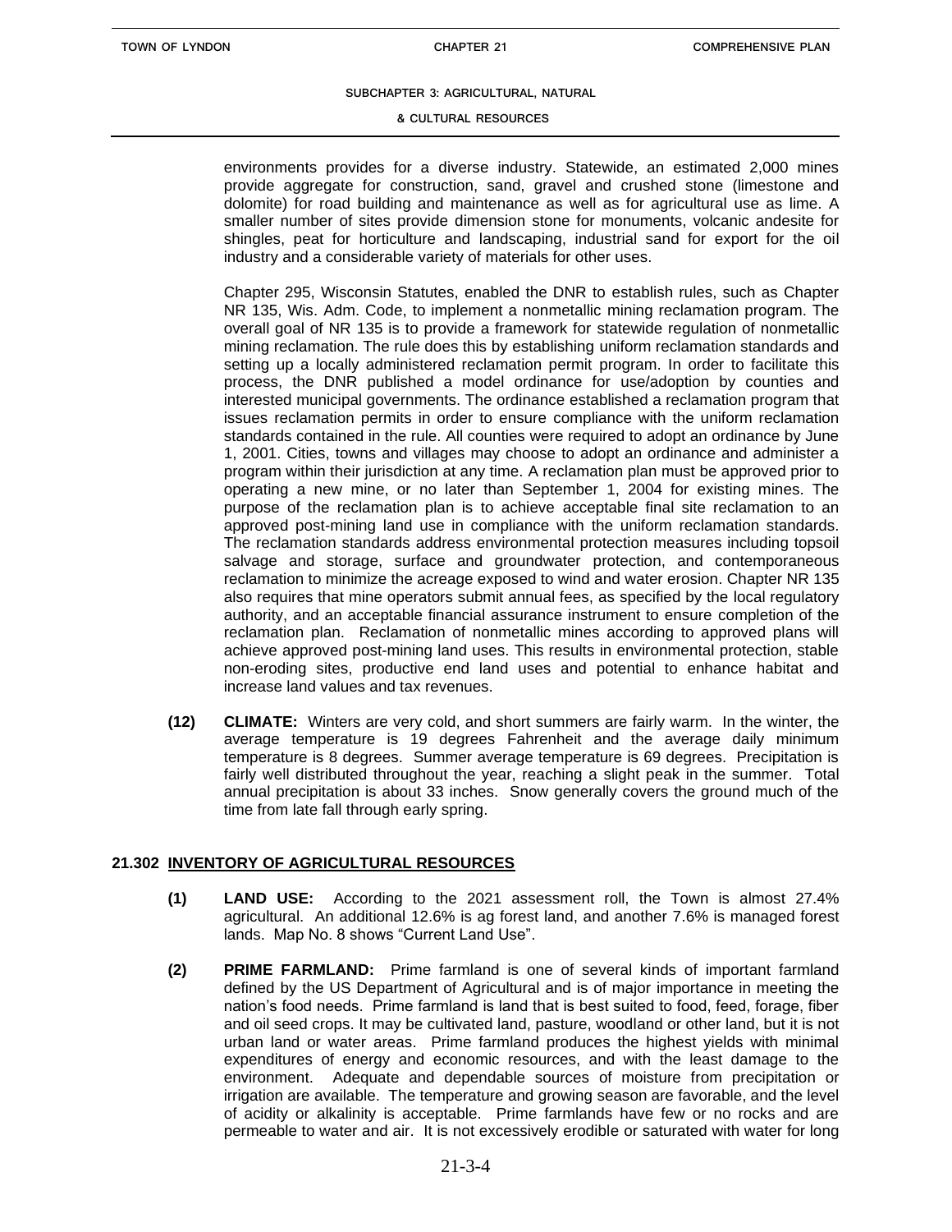environments provides for a diverse industry. Statewide, an estimated 2,000 mines provide aggregate for construction, sand, gravel and crushed stone (limestone and dolomite) for road building and maintenance as well as for agricultural use as lime. A smaller number of sites provide dimension stone for monuments, volcanic andesite for shingles, peat for horticulture and landscaping, industrial sand for export for the oil industry and a considerable variety of materials for other uses.

Chapter 295, Wisconsin Statutes, enabled the DNR to establish rules, such as Chapter NR 135, Wis. Adm. Code, to implement a nonmetallic mining reclamation program. The overall goal of NR 135 is to provide a framework for statewide regulation of nonmetallic mining reclamation. The rule does this by establishing uniform reclamation standards and setting up a locally administered reclamation permit program. In order to facilitate this process, the DNR published a model ordinance for use/adoption by counties and interested municipal governments. The ordinance established a reclamation program that issues reclamation permits in order to ensure compliance with the uniform reclamation standards contained in the rule. All counties were required to adopt an ordinance by June 1, 2001. Cities, towns and villages may choose to adopt an ordinance and administer a program within their jurisdiction at any time. A reclamation plan must be approved prior to operating a new mine, or no later than September 1, 2004 for existing mines. The purpose of the reclamation plan is to achieve acceptable final site reclamation to an approved post-mining land use in compliance with the uniform reclamation standards. The reclamation standards address environmental protection measures including topsoil salvage and storage, surface and groundwater protection, and contemporaneous reclamation to minimize the acreage exposed to wind and water erosion. Chapter NR 135 also requires that mine operators submit annual fees, as specified by the local regulatory authority, and an acceptable financial assurance instrument to ensure completion of the reclamation plan. Reclamation of nonmetallic mines according to approved plans will achieve approved post-mining land uses. This results in environmental protection, stable non-eroding sites, productive end land uses and potential to enhance habitat and increase land values and tax revenues.

**(12) CLIMATE:** Winters are very cold, and short summers are fairly warm. In the winter, the average temperature is 19 degrees Fahrenheit and the average daily minimum temperature is 8 degrees. Summer average temperature is 69 degrees. Precipitation is fairly well distributed throughout the year, reaching a slight peak in the summer. Total annual precipitation is about 33 inches. Snow generally covers the ground much of the time from late fall through early spring.

## 21.302 INVENTORY OF AGRICULTURAL RESOURCES

**(1) LAND USE:** According to the 2021 assessment roll, the Town is almost 27.4% agricultural. An additional 12.6% is ag forest land, and another 7.6% is managed forest lands. Map No. 8 shows "Current Land Use".

**(2) PRIME FARMLAND:** Prime farmland is one of several kinds of important farmland defined by the US Department of Agricultural and is of major importance in meeting the nation's food needs. Prime farmland is land that is best suited to food, feed, forage, fiber and oil seed crops. It may be cultivated land, pasture, woodland or other land, but it is not urban land or water areas. Prime farmland produces the highest yields with minimal expenditures of energy and economic resources, and with the least damage to the environment. Adequate and dependable sources of moisture from precipitation or irrigation are available. The temperature and growing season are favorable, and the level of acidity or alkalinity is acceptable. Prime farmlands have few or no rocks and are permeable to water and air. It is not excessively erodible or saturated with water for long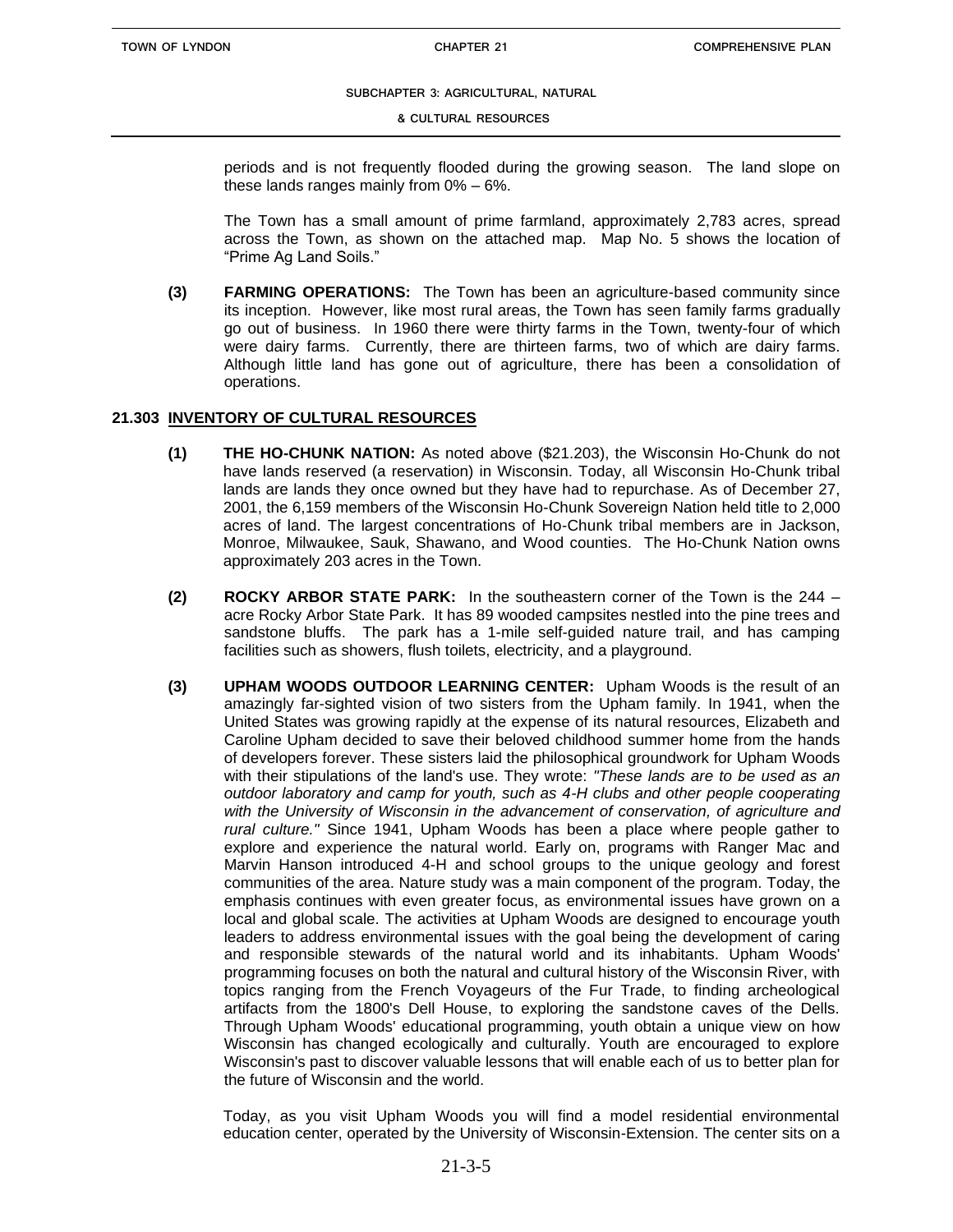periods and is not frequently flooded during the growing season. The land slope on these lands ranges mainly from 0% – 6%.

The Town has a small amount of prime farmland, approximately 2,783 acres, spread across the Town, as shown on the attached map. Map No. 5 shows the location of "Prime Ag Land Soils."

**(3) FARMING OPERATIONS:** The Town has been an agriculture-based community since its inception. However, like most rural areas, the Town has seen family farms gradually go out of business. In 1960 there were thirty farms in the Town, twenty-four of which were dairy farms. Currently, there are thirteen farms, two of which are dairy farms. Although little land has gone out of agriculture, there has been a consolidation of operations.

## 21.303 INVENTORY OF CULTURAL RESOURCES

**(1) THE HO-CHUNK NATION:** As noted above ($21.203), the Wisconsin Ho-Chunk do not have lands reserved (a reservation) in Wisconsin. Today, all Wisconsin Ho-Chunk tribal lands are lands they once owned but they have had to repurchase. As of December 27, 2001, the 6,159 members of the Wisconsin Ho-Chunk Sovereign Nation held title to 2,000 acres of land. The largest concentrations of Ho-Chunk tribal members are in Jackson, Monroe, Milwaukee, Sauk, Shawano, and Wood counties. The Ho-Chunk Nation owns approximately 203 acres in the Town.

**(2) ROCKY ARBOR STATE PARK:** In the southeastern corner of the Town is the 244 – acre Rocky Arbor State Park. It has 89 wooded campsites nestled into the pine trees and sandstone bluffs. The park has a 1-mile self-guided nature trail, and has camping facilities such as showers, flush toilets, electricity, and a playground.

**(3) UPHAM WOODS OUTDOOR LEARNING CENTER:** Upham Woods is the result of an amazingly far-sighted vision of two sisters from the Upham family. In 1941, when the United States was growing rapidly at the expense of its natural resources, Elizabeth and Caroline Upham decided to save their beloved childhood summer home from the hands of developers forever. These sisters laid the philosophical groundwork for Upham Woods with their stipulations of the land's use. They wrote: *"These lands are to be used as an outdoor laboratory and camp for youth, such as 4-H clubs and other people cooperating with the University of Wisconsin in the advancement of conservation, of agriculture and rural culture."* Since 1941, Upham Woods has been a place where people gather to explore and experience the natural world. Early on, programs with Ranger Mac and Marvin Hanson introduced 4-H and school groups to the unique geology and forest communities of the area. Nature study was a main component of the program. Today, the emphasis continues with even greater focus, as environmental issues have grown on a local and global scale. The activities at Upham Woods are designed to encourage youth leaders to address environmental issues with the goal being the development of caring and responsible stewards of the natural world and its inhabitants. Upham Woods' programming focuses on both the natural and cultural history of the Wisconsin River, with topics ranging from the French Voyageurs of the Fur Trade, to finding archeological artifacts from the 1800's Dell House, to exploring the sandstone caves of the Dells. Through Upham Woods' educational programming, youth obtain a unique view on how Wisconsin has changed ecologically and culturally. Youth are encouraged to explore Wisconsin's past to discover valuable lessons that will enable each of us to better plan for the future of Wisconsin and the world.

Today, as you visit Upham Woods you will find a model residential environmental education center, operated by the University of Wisconsin-Extension. The center sits on a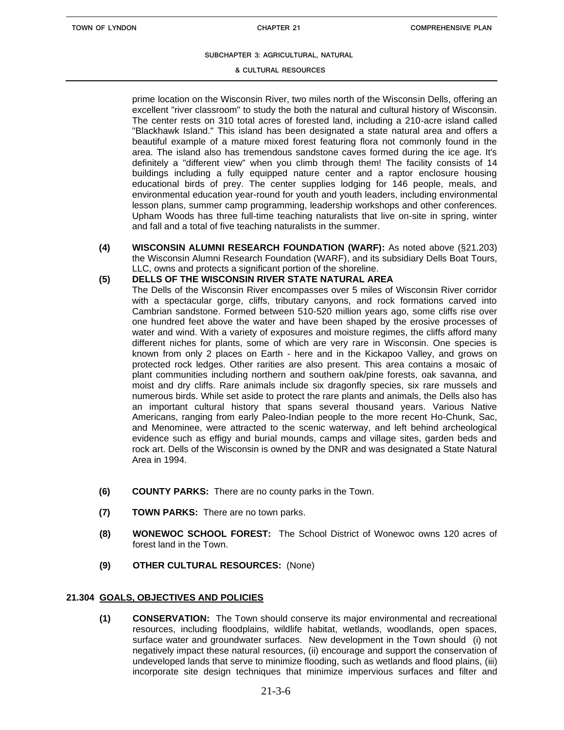prime location on the Wisconsin River, two miles north of the Wisconsin Dells, offering an excellent "river classroom" to study the both the natural and cultural history of Wisconsin. The center rests on 310 total acres of forested land, including a 210-acre island called "Blackhawk Island." This island has been designated a state natural area and offers a beautiful example of a mature mixed forest featuring flora not commonly found in the area. The island also has tremendous sandstone caves formed during the ice age. It's definitely a "different view" when you climb through them! The facility consists of 14 buildings including a fully equipped nature center and a raptor enclosure housing educational birds of prey. The center supplies lodging for 146 people, meals, and environmental education year-round for youth and youth leaders, including environmental lesson plans, summer camp programming, leadership workshops and other conferences. Upham Woods has three full-time teaching naturalists that live on-site in spring, winter and fall and a total of five teaching naturalists in the summer.

**(4) WISCONSIN ALUMNI RESEARCH FOUNDATION (WARF):** As noted above (§21.203) the Wisconsin Alumni Research Foundation (WARF), and its subsidiary Dells Boat Tours, LLC, owns and protects a significant portion of the shoreline.

**(5) DELLS OF THE WISCONSIN RIVER STATE NATURAL AREA**

The Dells of the Wisconsin River encompasses over 5 miles of Wisconsin River corridor with a spectacular gorge, cliffs, tributary canyons, and rock formations carved into Cambrian sandstone. Formed between 510-520 million years ago, some cliffs rise over one hundred feet above the water and have been shaped by the erosive processes of water and wind. With a variety of exposures and moisture regimes, the cliffs afford many different niches for plants, some of which are very rare in Wisconsin. One species is known from only 2 places on Earth - here and in the Kickapoo Valley, and grows on protected rock ledges. Other rarities are also present. This area contains a mosaic of plant communities including northern and southern oak/pine forests, oak savanna, and moist and dry cliffs. Rare animals include six dragonfly species, six rare mussels and numerous birds. While set aside to protect the rare plants and animals, the Dells also has an important cultural history that spans several thousand years. Various Native Americans, ranging from early Paleo-Indian people to the more recent Ho-Chunk, Sac, and Menominee, were attracted to the scenic waterway, and left behind archeological evidence such as effigy and burial mounds, camps and village sites, garden beds and rock art. Dells of the Wisconsin is owned by the DNR and was designated a State Natural Area in 1994.

**(6) COUNTY PARKS:** There are no county parks in the Town.

**(7) TOWN PARKS:** There are no town parks.

**(8) WONEWOC SCHOOL FOREST:** The School District of Wonewoc owns 120 acres of forest land in the Town.

**(9) OTHER CULTURAL RESOURCES:** (None)

## 21.304 GOALS, OBJECTIVES AND POLICIES

**(1) CONSERVATION:** The Town should conserve its major environmental and recreational resources, including floodplains, wildlife habitat, wetlands, woodlands, open spaces, surface water and groundwater surfaces. New development in the Town should (i) not negatively impact these natural resources, (ii) encourage and support the conservation of undeveloped lands that serve to minimize flooding, such as wetlands and flood plains, (iii) incorporate site design techniques that minimize impervious surfaces and filter and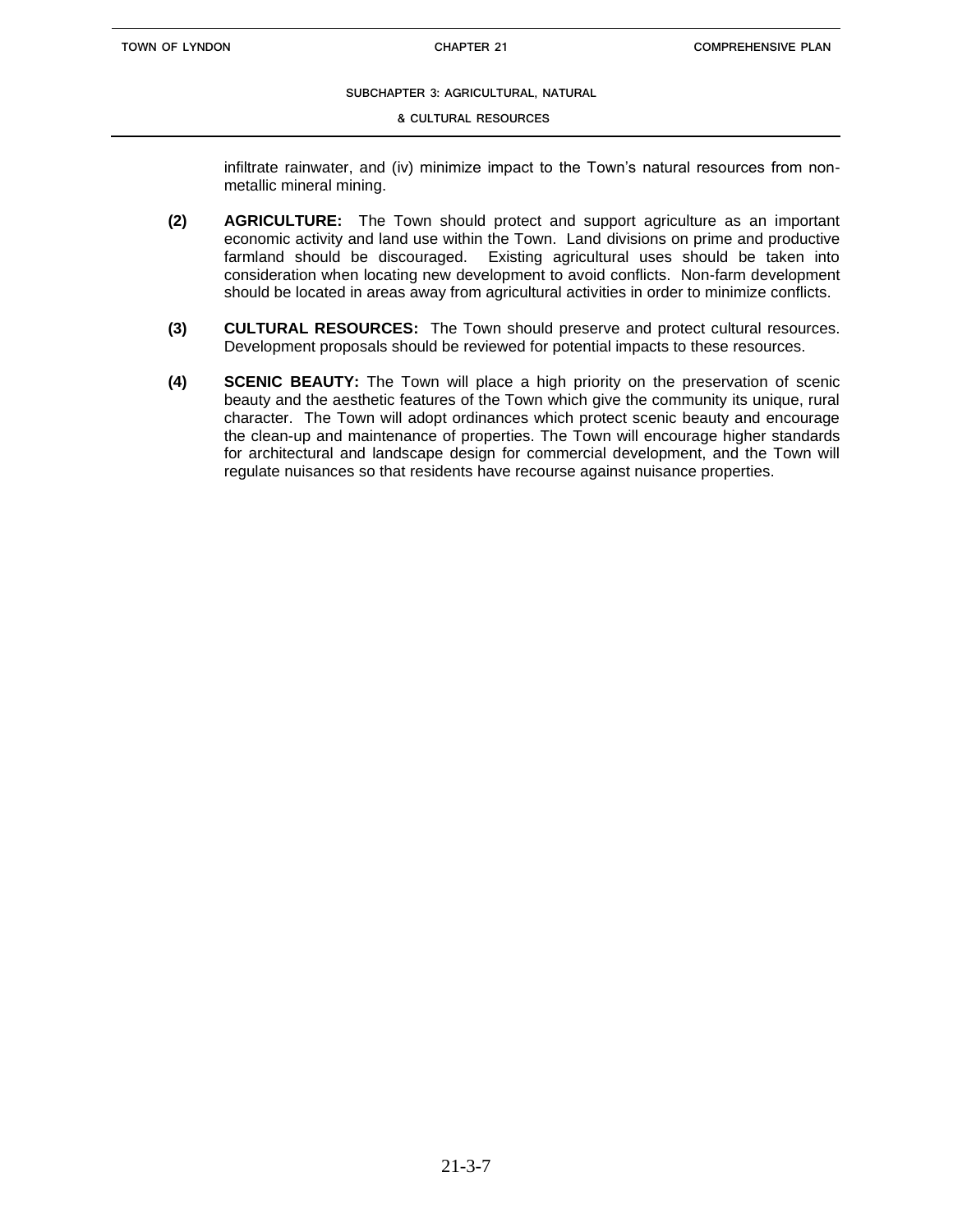infiltrate rainwater, and (iv) minimize impact to the Town's natural resources from non-metallic mineral mining.

**(2) AGRICULTURE:** The Town should protect and support agriculture as an important economic activity and land use within the Town. Land divisions on prime and productive farmland should be discouraged. Existing agricultural uses should be taken into consideration when locating new development to avoid conflicts. Non-farm development should be located in areas away from agricultural activities in order to minimize conflicts.

**(3) CULTURAL RESOURCES:** The Town should preserve and protect cultural resources. Development proposals should be reviewed for potential impacts to these resources.

**(4) SCENIC BEAUTY:** The Town will place a high priority on the preservation of scenic beauty and the aesthetic features of the Town which give the community its unique, rural character. The Town will adopt ordinances which protect scenic beauty and encourage the clean-up and maintenance of properties. The Town will encourage higher standards for architectural and landscape design for commercial development, and the Town will regulate nuisances so that residents have recourse against nuisance properties.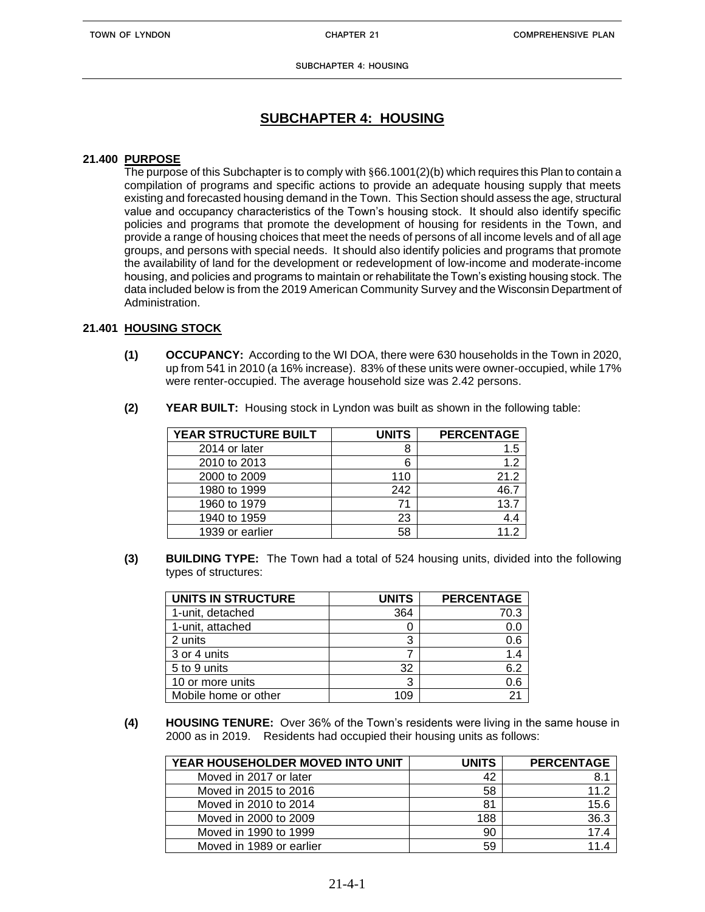# SUBCHAPTER 4: HOUSING

## 21.400 PURPOSE

The purpose of this Subchapter is to comply with §66.1001(2)(b) which requires this Plan to contain a compilation of programs and specific actions to provide an adequate housing supply that meets existing and forecasted housing demand in the Town. This Section should assess the age, structural value and occupancy characteristics of the Town's housing stock. It should also identify specific policies and programs that promote the development of housing for residents in the Town, and provide a range of housing choices that meet the needs of persons of all income levels and of all age groups, and persons with special needs. It should also identify policies and programs that promote the availability of land for the development or redevelopment of low-income and moderate-income housing, and policies and programs to maintain or rehabilitate the Town's existing housing stock. The data included below is from the 2019 American Community Survey and the Wisconsin Department of Administration.

## 21.401 HOUSING STOCK

**(1) OCCUPANCY:** According to the WI DOA, there were 630 households in the Town in 2020, up from 541 in 2010 (a 16% increase). 83% of these units were owner-occupied, while 17% were renter-occupied. The average household size was 2.42 persons.

**(2) YEAR BUILT:** Housing stock in Lyndon was built as shown in the following table:

| YEAR STRUCTURE BUILT | UNITS | PERCENTAGE |
|---|---|---|
| 2014 or later | 8 | 1.5 |
| 2010 to 2013 | 6 | 1.2 |
| 2000 to 2009 | 110 | 21.2 |
| 1980 to 1999 | 242 | 46.7 |
| 1960 to 1979 | 71 | 13.7 |
| 1940 to 1959 | 23 | 4.4 |
| 1939 or earlier | 58 | 11.2 |

**(3) BUILDING TYPE:** The Town had a total of 524 housing units, divided into the following types of structures:

| UNITS IN STRUCTURE | UNITS | PERCENTAGE |
|---|---|---|
| 1-unit, detached | 364 | 70.3 |
| 1-unit, attached | 0 | 0.0 |
| 2 units | 3 | 0.6 |
| 3 or 4 units | 7 | 1.4 |
| 5 to 9 units | 32 | 6.2 |
| 10 or more units | 3 | 0.6 |
| Mobile home or other | 109 | 21 |

**(4) HOUSING TENURE:** Over 36% of the Town's residents were living in the same house in 2000 as in 2019. Residents had occupied their housing units as follows:

| YEAR HOUSEHOLDER MOVED INTO UNIT | UNITS | PERCENTAGE |
|---|---|---|
| Moved in 2017 or later | 42 | 8.1 |
| Moved in 2015 to 2016 | 58 | 11.2 |
| Moved in 2010 to 2014 | 81 | 15.6 |
| Moved in 2000 to 2009 | 188 | 36.3 |
| Moved in 1990 to 1999 | 90 | 17.4 |
| Moved in 1989 or earlier | 59 | 11.4 |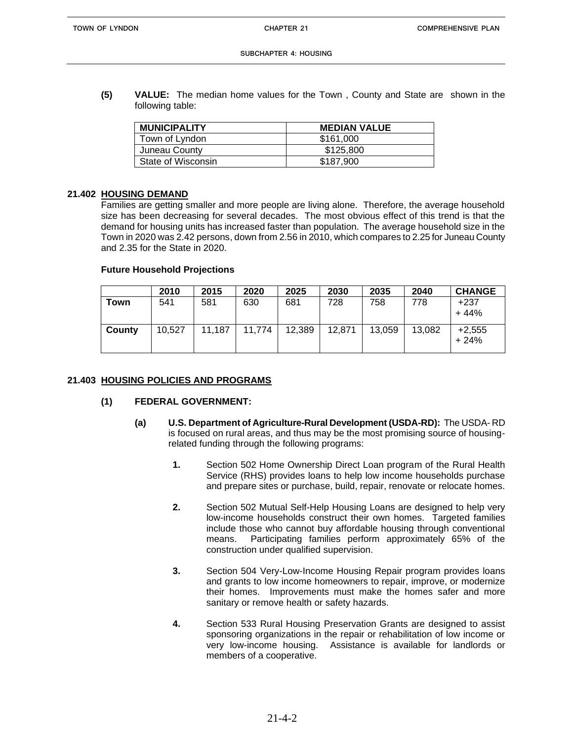**(5) VALUE:** The median home values for the Town , County and State are shown in the following table:

| MUNICIPALITY | MEDIAN VALUE |
|---|---|
| Town of Lyndon | $161,000 |
| Juneau County | $125,800 |
| State of Wisconsin | $187,900 |

## 21.402 HOUSING DEMAND

Families are getting smaller and more people are living alone. Therefore, the average household size has been decreasing for several decades. The most obvious effect of this trend is that the demand for housing units has increased faster than population. The average household size in the Town in 2020 was 2.42 persons, down from 2.56 in 2010, which compares to 2.25 for Juneau County and 2.35 for the State in 2020.

**Future Household Projections**

| | 2010 | 2015 | 2020 | 2025 | 2030 | 2035 | 2040 | CHANGE |
|---|---|---|---|---|---|---|---|---|
| **Town** | 541 | 581 | 630 | 681 | 728 | 758 | 778 | +237<br>+ 44% |
| **County** | 10,527 | 11,187 | 11,774 | 12,389 | 12,871 | 13,059 | 13,082 | +2,555<br>+ 24% |

## 21.403 HOUSING POLICIES AND PROGRAMS

### (1) FEDERAL GOVERNMENT:

**(a) U.S. Department of Agriculture-Rural Development (USDA-RD):** The USDA- RD is focused on rural areas, and thus may be the most promising source of housing-related funding through the following programs:

1. Section 502 Home Ownership Direct Loan program of the Rural Health Service (RHS) provides loans to help low income households purchase and prepare sites or purchase, build, repair, renovate or relocate homes.

2. Section 502 Mutual Self-Help Housing Loans are designed to help very low-income households construct their own homes. Targeted families include those who cannot buy affordable housing through conventional means. Participating families perform approximately 65% of the construction under qualified supervision.

3. Section 504 Very-Low-Income Housing Repair program provides loans and grants to low income homeowners to repair, improve, or modernize their homes. Improvements must make the homes safer and more sanitary or remove health or safety hazards.

4. Section 533 Rural Housing Preservation Grants are designed to assist sponsoring organizations in the repair or rehabilitation of low income or very low-income housing. Assistance is available for landlords or members of a cooperative.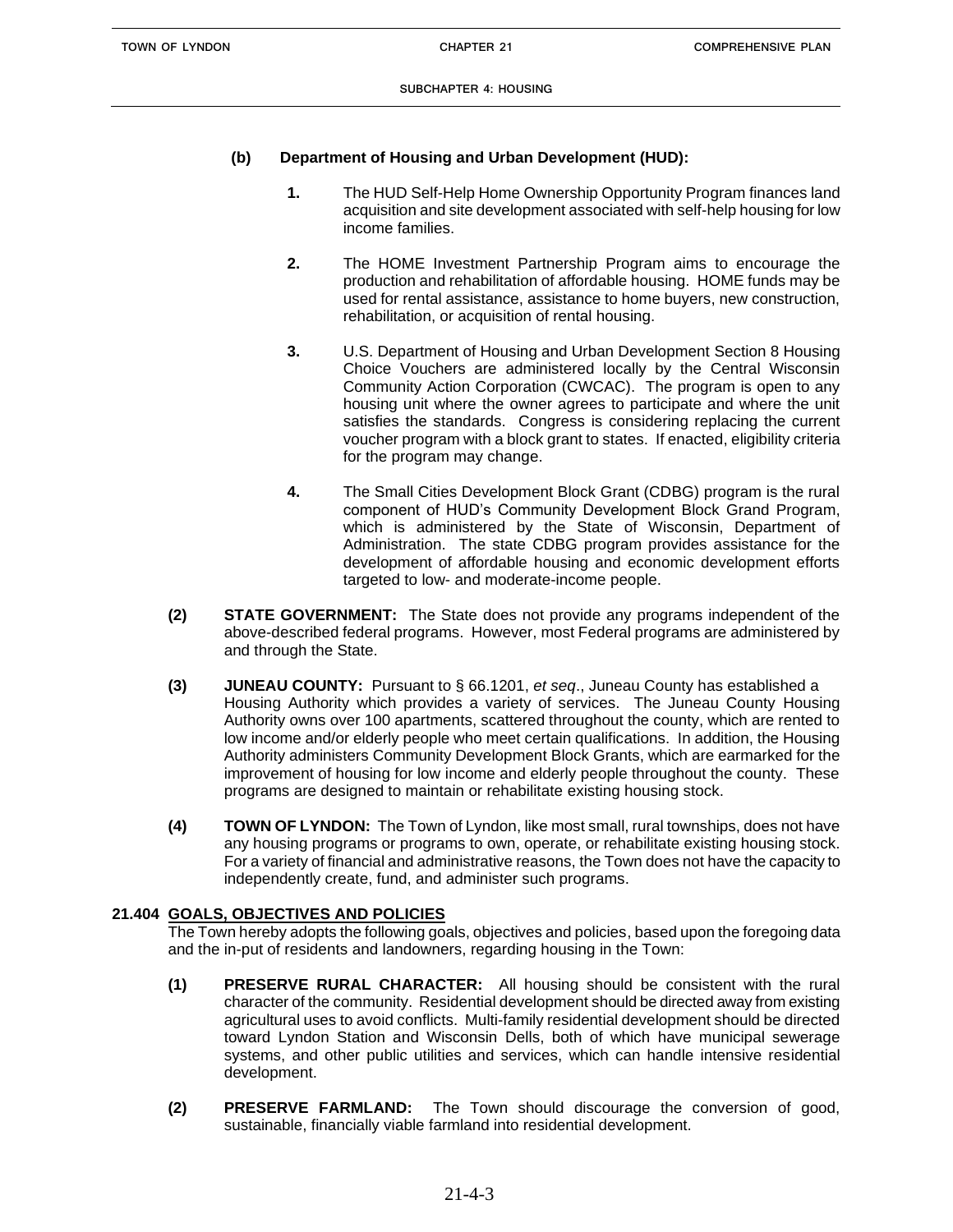**(b) Department of Housing and Urban Development (HUD):**

**1.** The HUD Self-Help Home Ownership Opportunity Program finances land acquisition and site development associated with self-help housing for low income families.

**2.** The HOME Investment Partnership Program aims to encourage the production and rehabilitation of affordable housing. HOME funds may be used for rental assistance, assistance to home buyers, new construction, rehabilitation, or acquisition of rental housing.

**3.** U.S. Department of Housing and Urban Development Section 8 Housing Choice Vouchers are administered locally by the Central Wisconsin Community Action Corporation (CWCAC). The program is open to any housing unit where the owner agrees to participate and where the unit satisfies the standards. Congress is considering replacing the current voucher program with a block grant to states. If enacted, eligibility criteria for the program may change.

**4.** The Small Cities Development Block Grant (CDBG) program is the rural component of HUD's Community Development Block Grand Program, which is administered by the State of Wisconsin, Department of Administration. The state CDBG program provides assistance for the development of affordable housing and economic development efforts targeted to low- and moderate-income people.

**(2) STATE GOVERNMENT:** The State does not provide any programs independent of the above-described federal programs. However, most Federal programs are administered by and through the State.

**(3) JUNEAU COUNTY:** Pursuant to § 66.1201, *et seq*., Juneau County has established a Housing Authority which provides a variety of services. The Juneau County Housing Authority owns over 100 apartments, scattered throughout the county, which are rented to low income and/or elderly people who meet certain qualifications. In addition, the Housing Authority administers Community Development Block Grants, which are earmarked for the improvement of housing for low income and elderly people throughout the county. These programs are designed to maintain or rehabilitate existing housing stock.

**(4) TOWN OF LYNDON:** The Town of Lyndon, like most small, rural townships, does not have any housing programs or programs to own, operate, or rehabilitate existing housing stock. For a variety of financial and administrative reasons, the Town does not have the capacity to independently create, fund, and administer such programs.

## 21.404 GOALS, OBJECTIVES AND POLICIES

The Town hereby adopts the following goals, objectives and policies, based upon the foregoing data and the in-put of residents and landowners, regarding housing in the Town:

**(1) PRESERVE RURAL CHARACTER:** All housing should be consistent with the rural character of the community. Residential development should be directed away from existing agricultural uses to avoid conflicts. Multi-family residential development should be directed toward Lyndon Station and Wisconsin Dells, both of which have municipal sewerage systems, and other public utilities and services, which can handle intensive residential development.

**(2) PRESERVE FARMLAND:** The Town should discourage the conversion of good, sustainable, financially viable farmland into residential development.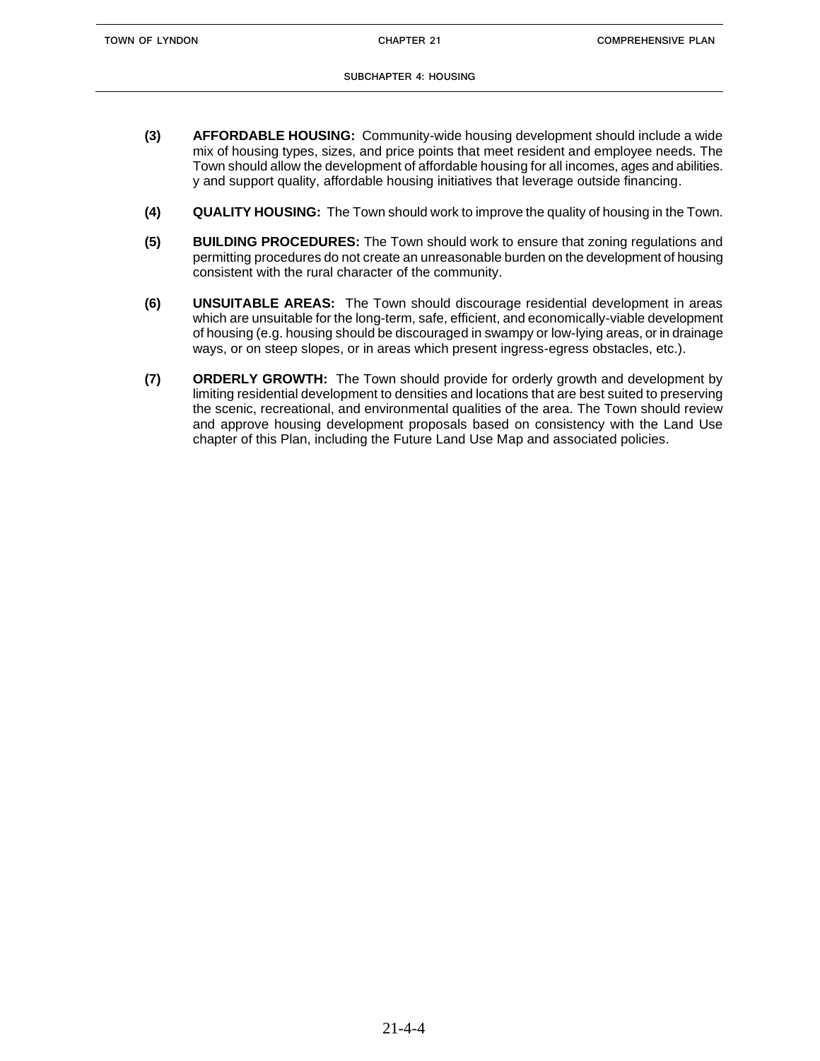**(3)** **AFFORDABLE HOUSING:** Community-wide housing development should include a wide mix of housing types, sizes, and price points that meet resident and employee needs. The Town should allow the development of affordable housing for all incomes, ages and abilities. y and support quality, affordable housing initiatives that leverage outside financing.

**(4)** **QUALITY HOUSING:** The Town should work to improve the quality of housing in the Town.

**(5)** **BUILDING PROCEDURES:** The Town should work to ensure that zoning regulations and permitting procedures do not create an unreasonable burden on the development of housing consistent with the rural character of the community.

**(6)** **UNSUITABLE AREAS:** The Town should discourage residential development in areas which are unsuitable for the long-term, safe, efficient, and economically-viable development of housing (e.g. housing should be discouraged in swampy or low-lying areas, or in drainage ways, or on steep slopes, or in areas which present ingress-egress obstacles, etc.).

**(7)** **ORDERLY GROWTH:** The Town should provide for orderly growth and development by limiting residential development to densities and locations that are best suited to preserving the scenic, recreational, and environmental qualities of the area. The Town should review and approve housing development proposals based on consistency with the Land Use chapter of this Plan, including the Future Land Use Map and associated policies.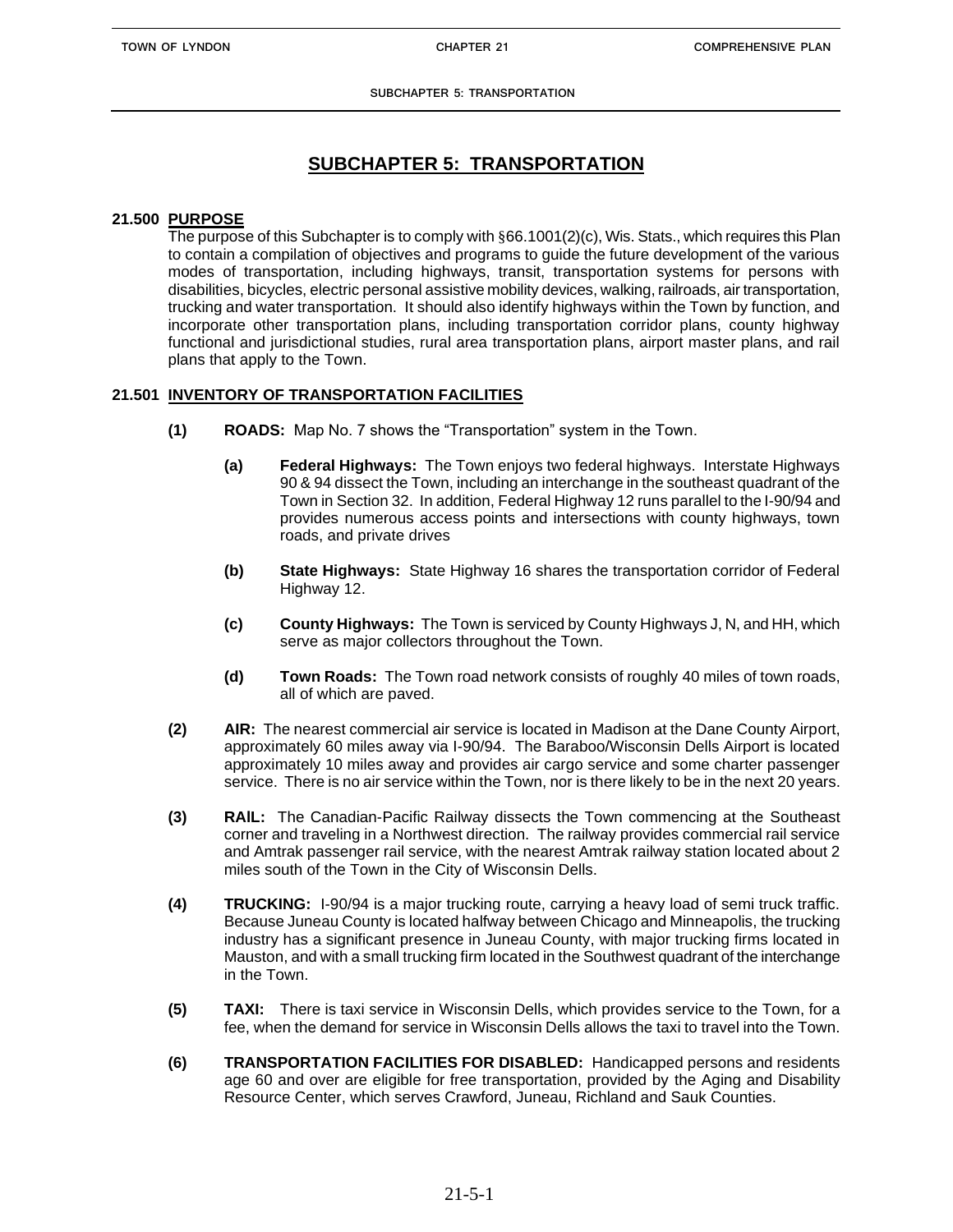# SUBCHAPTER 5: TRANSPORTATION

## 21.500 PURPOSE

The purpose of this Subchapter is to comply with §66.1001(2)(c), Wis. Stats., which requires this Plan to contain a compilation of objectives and programs to guide the future development of the various modes of transportation, including highways, transit, transportation systems for persons with disabilities, bicycles, electric personal assistive mobility devices, walking, railroads, air transportation, trucking and water transportation. It should also identify highways within the Town by function, and incorporate other transportation plans, including transportation corridor plans, county highway functional and jurisdictional studies, rural area transportation plans, airport master plans, and rail plans that apply to the Town.

## 21.501 INVENTORY OF TRANSPORTATION FACILITIES

**(1) ROADS:** Map No. 7 shows the "Transportation" system in the Town.

**(a) Federal Highways:** The Town enjoys two federal highways. Interstate Highways 90 & 94 dissect the Town, including an interchange in the southeast quadrant of the Town in Section 32. In addition, Federal Highway 12 runs parallel to the I-90/94 and provides numerous access points and intersections with county highways, town roads, and private drives

**(b) State Highways:** State Highway 16 shares the transportation corridor of Federal Highway 12.

**(c) County Highways:** The Town is serviced by County Highways J, N, and HH, which serve as major collectors throughout the Town.

**(d) Town Roads:** The Town road network consists of roughly 40 miles of town roads, all of which are paved.

**(2) AIR:** The nearest commercial air service is located in Madison at the Dane County Airport, approximately 60 miles away via I-90/94. The Baraboo/Wisconsin Dells Airport is located approximately 10 miles away and provides air cargo service and some charter passenger service. There is no air service within the Town, nor is there likely to be in the next 20 years.

**(3) RAIL:** The Canadian-Pacific Railway dissects the Town commencing at the Southeast corner and traveling in a Northwest direction. The railway provides commercial rail service and Amtrak passenger rail service, with the nearest Amtrak railway station located about 2 miles south of the Town in the City of Wisconsin Dells.

**(4) TRUCKING:** I-90/94 is a major trucking route, carrying a heavy load of semi truck traffic. Because Juneau County is located halfway between Chicago and Minneapolis, the trucking industry has a significant presence in Juneau County, with major trucking firms located in Mauston, and with a small trucking firm located in the Southwest quadrant of the interchange in the Town.

**(5) TAXI:** There is taxi service in Wisconsin Dells, which provides service to the Town, for a fee, when the demand for service in Wisconsin Dells allows the taxi to travel into the Town.

**(6) TRANSPORTATION FACILITIES FOR DISABLED:** Handicapped persons and residents age 60 and over are eligible for free transportation, provided by the Aging and Disability Resource Center, which serves Crawford, Juneau, Richland and Sauk Counties.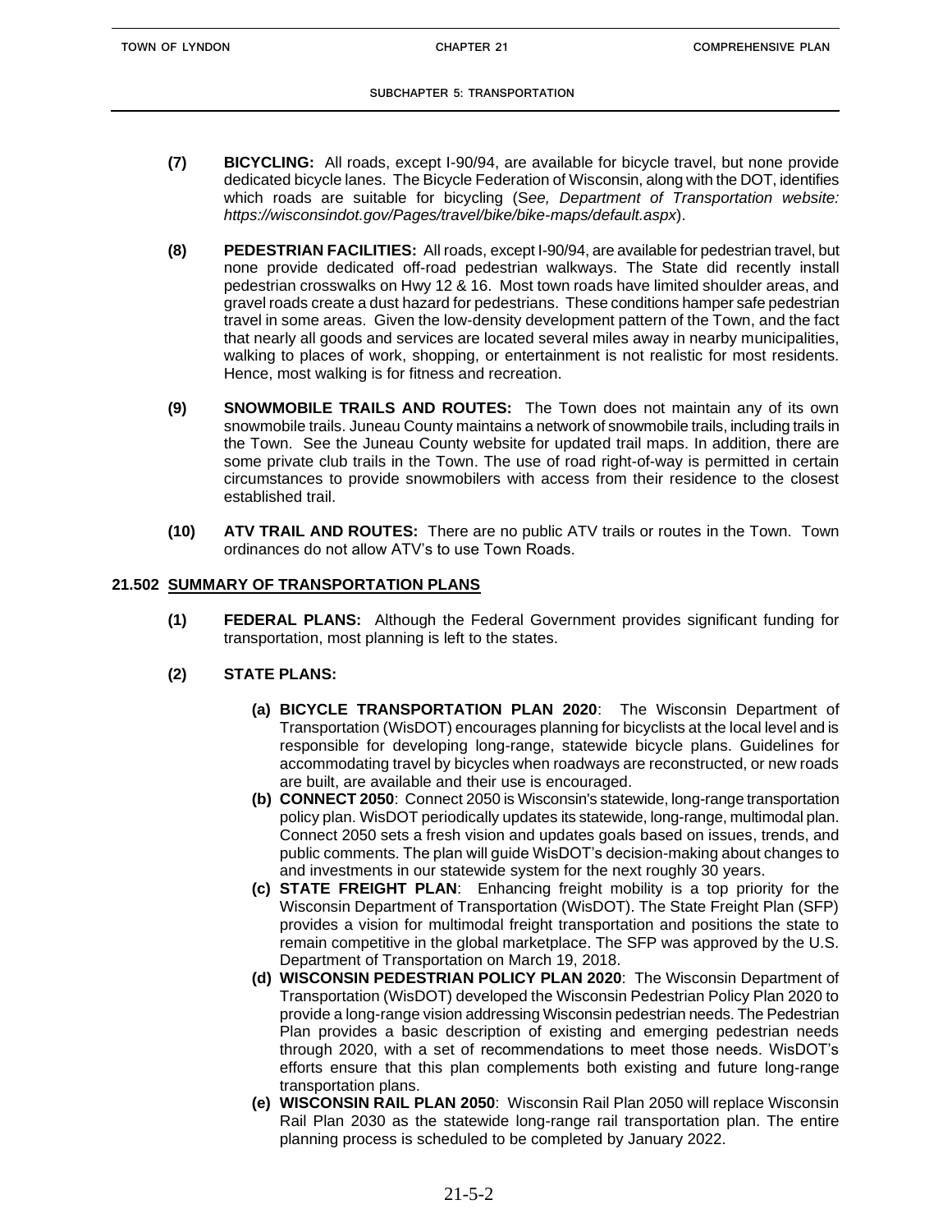**(7) BICYCLING:** All roads, except I-90/94, are available for bicycle travel, but none provide dedicated bicycle lanes. The Bicycle Federation of Wisconsin, along with the DOT, identifies which roads are suitable for bicycling (S*ee, Department of Transportation website: https://wisconsindot.gov/Pages/travel/bike/bike-maps/default.aspx*).

**(8) PEDESTRIAN FACILITIES:** All roads, except I-90/94, are available for pedestrian travel, but none provide dedicated off-road pedestrian walkways. The State did recently install pedestrian crosswalks on Hwy 12 & 16. Most town roads have limited shoulder areas, and gravel roads create a dust hazard for pedestrians. These conditions hamper safe pedestrian travel in some areas. Given the low-density development pattern of the Town, and the fact that nearly all goods and services are located several miles away in nearby municipalities, walking to places of work, shopping, or entertainment is not realistic for most residents. Hence, most walking is for fitness and recreation.

**(9) SNOWMOBILE TRAILS AND ROUTES:** The Town does not maintain any of its own snowmobile trails. Juneau County maintains a network of snowmobile trails, including trails in the Town. See the Juneau County website for updated trail maps. In addition, there are some private club trails in the Town. The use of road right-of-way is permitted in certain circumstances to provide snowmobilers with access from their residence to the closest established trail.

**(10) ATV TRAIL AND ROUTES:** There are no public ATV trails or routes in the Town. Town ordinances do not allow ATV's to use Town Roads.

## 21.502 SUMMARY OF TRANSPORTATION PLANS

**(1) FEDERAL PLANS:** Although the Federal Government provides significant funding for transportation, most planning is left to the states.

**(2) STATE PLANS:**

**(a) BICYCLE TRANSPORTATION PLAN 2020**: The Wisconsin Department of Transportation (WisDOT) encourages planning for bicyclists at the local level and is responsible for developing long-range, statewide bicycle plans. Guidelines for accommodating travel by bicycles when roadways are reconstructed, or new roads are built, are available and their use is encouraged.

**(b) CONNECT 2050**: Connect 2050 is Wisconsin's statewide, long-range transportation policy plan. WisDOT periodically updates its statewide, long-range, multimodal plan. Connect 2050 sets a fresh vision and updates goals based on issues, trends, and public comments. The plan will guide WisDOT's decision-making about changes to and investments in our statewide system for the next roughly 30 years.

**(c) STATE FREIGHT PLAN**: Enhancing freight mobility is a top priority for the Wisconsin Department of Transportation (WisDOT). The State Freight Plan (SFP) provides a vision for multimodal freight transportation and positions the state to remain competitive in the global marketplace. The SFP was approved by the U.S. Department of Transportation on March 19, 2018.

**(d) WISCONSIN PEDESTRIAN POLICY PLAN 2020**: The Wisconsin Department of Transportation (WisDOT) developed the Wisconsin Pedestrian Policy Plan 2020 to provide a long-range vision addressing Wisconsin pedestrian needs. The Pedestrian Plan provides a basic description of existing and emerging pedestrian needs through 2020, with a set of recommendations to meet those needs. WisDOT's efforts ensure that this plan complements both existing and future long-range transportation plans.

**(e) WISCONSIN RAIL PLAN 2050**: Wisconsin Rail Plan 2050 will replace Wisconsin Rail Plan 2030 as the statewide long-range rail transportation plan. The entire planning process is scheduled to be completed by January 2022.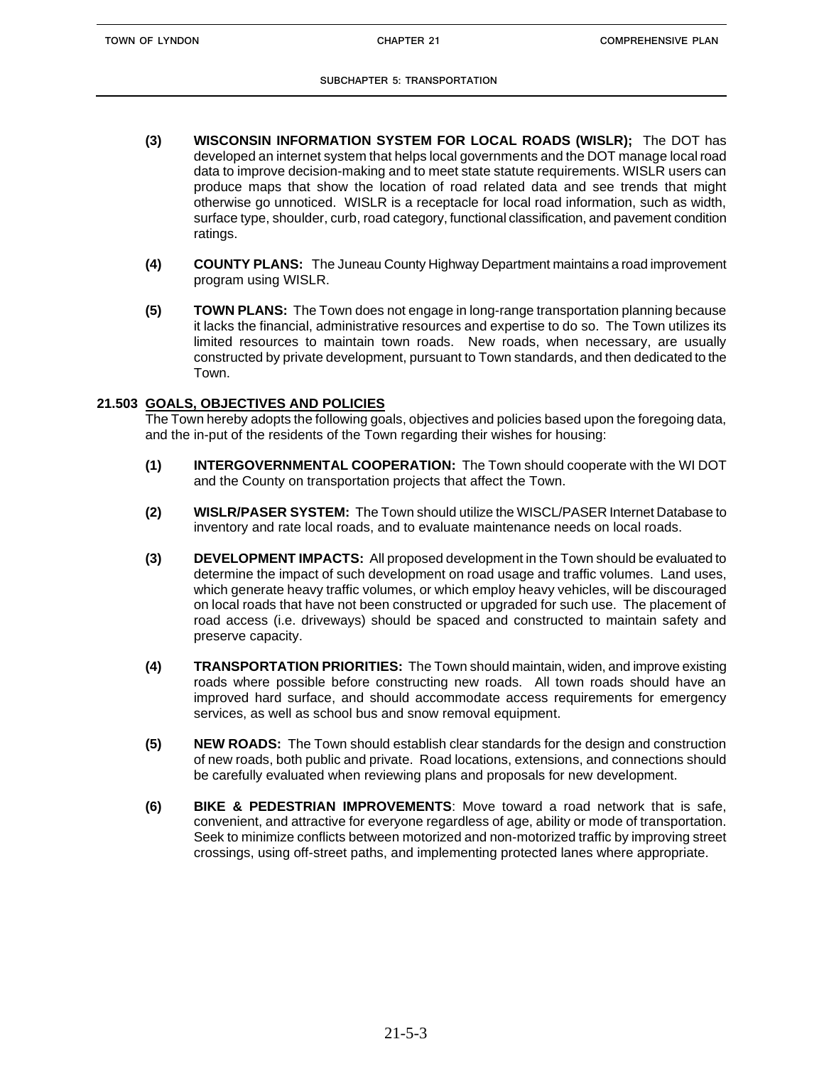**(3) WISCONSIN INFORMATION SYSTEM FOR LOCAL ROADS (WISLR);** The DOT has developed an internet system that helps local governments and the DOT manage local road data to improve decision-making and to meet state statute requirements. WISLR users can produce maps that show the location of road related data and see trends that might otherwise go unnoticed. WISLR is a receptacle for local road information, such as width, surface type, shoulder, curb, road category, functional classification, and pavement condition ratings.

**(4) COUNTY PLANS:** The Juneau County Highway Department maintains a road improvement program using WISLR.

**(5) TOWN PLANS:** The Town does not engage in long-range transportation planning because it lacks the financial, administrative resources and expertise to do so. The Town utilizes its limited resources to maintain town roads. New roads, when necessary, are usually constructed by private development, pursuant to Town standards, and then dedicated to the Town.

## 21.503 GOALS, OBJECTIVES AND POLICIES

The Town hereby adopts the following goals, objectives and policies based upon the foregoing data, and the in-put of the residents of the Town regarding their wishes for housing:

**(1) INTERGOVERNMENTAL COOPERATION:** The Town should cooperate with the WI DOT and the County on transportation projects that affect the Town.

**(2) WISLR/PASER SYSTEM:** The Town should utilize the WISCL/PASER Internet Database to inventory and rate local roads, and to evaluate maintenance needs on local roads.

**(3) DEVELOPMENT IMPACTS:** All proposed development in the Town should be evaluated to determine the impact of such development on road usage and traffic volumes. Land uses, which generate heavy traffic volumes, or which employ heavy vehicles, will be discouraged on local roads that have not been constructed or upgraded for such use. The placement of road access (i.e. driveways) should be spaced and constructed to maintain safety and preserve capacity.

**(4) TRANSPORTATION PRIORITIES:** The Town should maintain, widen, and improve existing roads where possible before constructing new roads. All town roads should have an improved hard surface, and should accommodate access requirements for emergency services, as well as school bus and snow removal equipment.

**(5) NEW ROADS:** The Town should establish clear standards for the design and construction of new roads, both public and private. Road locations, extensions, and connections should be carefully evaluated when reviewing plans and proposals for new development.

**(6) BIKE & PEDESTRIAN IMPROVEMENTS**: Move toward a road network that is safe, convenient, and attractive for everyone regardless of age, ability or mode of transportation. Seek to minimize conflicts between motorized and non-motorized traffic by improving street crossings, using off-street paths, and implementing protected lanes where appropriate.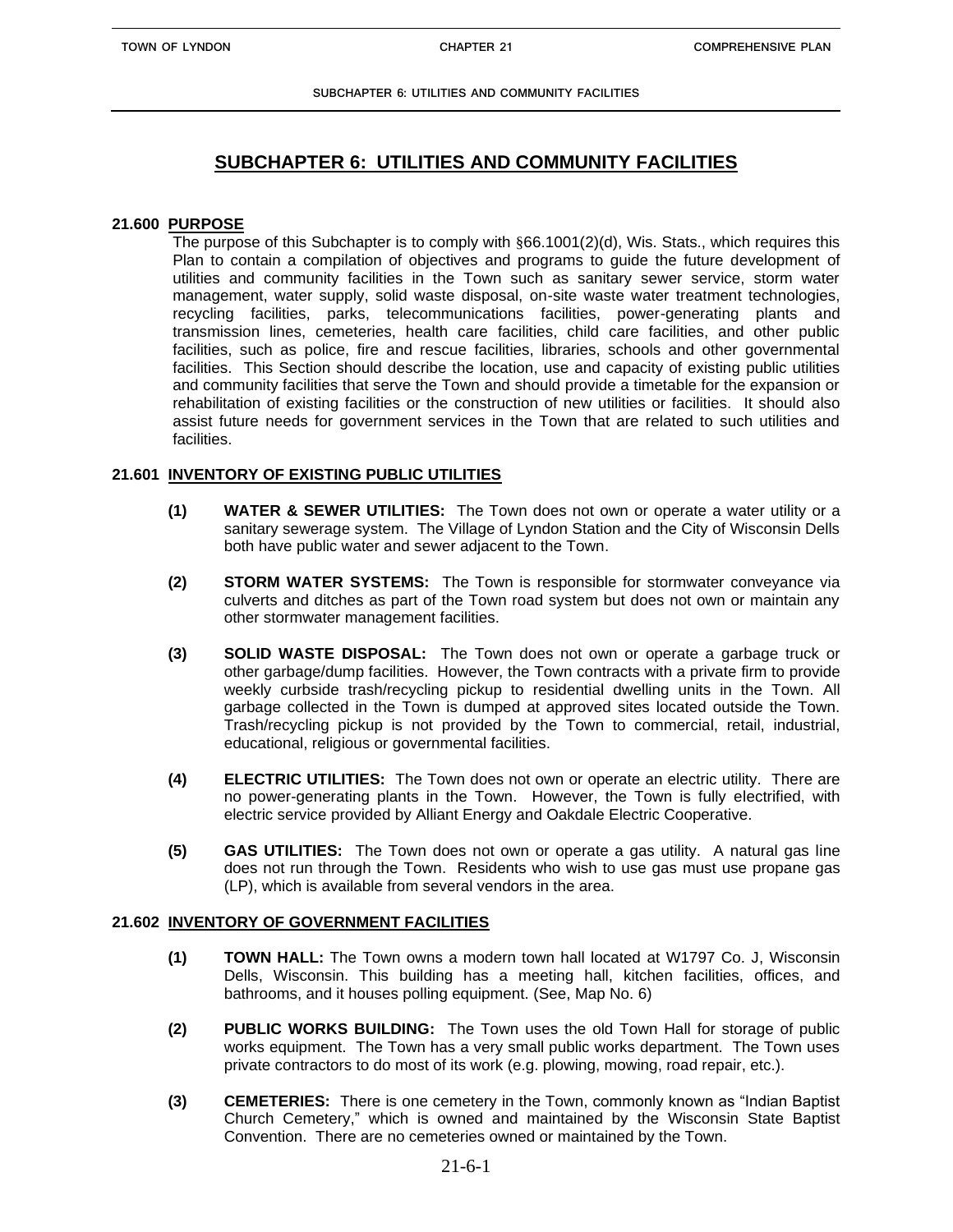# SUBCHAPTER 6: UTILITIES AND COMMUNITY FACILITIES

## 21.600 PURPOSE

The purpose of this Subchapter is to comply with §66.1001(2)(d), Wis. Stats., which requires this Plan to contain a compilation of objectives and programs to guide the future development of utilities and community facilities in the Town such as sanitary sewer service, storm water management, water supply, solid waste disposal, on-site waste water treatment technologies, recycling facilities, parks, telecommunications facilities, power-generating plants and transmission lines, cemeteries, health care facilities, child care facilities, and other public facilities, such as police, fire and rescue facilities, libraries, schools and other governmental facilities. This Section should describe the location, use and capacity of existing public utilities and community facilities that serve the Town and should provide a timetable for the expansion or rehabilitation of existing facilities or the construction of new utilities or facilities. It should also assist future needs for government services in the Town that are related to such utilities and facilities.

## 21.601 INVENTORY OF EXISTING PUBLIC UTILITIES

**(1) WATER & SEWER UTILITIES:** The Town does not own or operate a water utility or a sanitary sewerage system. The Village of Lyndon Station and the City of Wisconsin Dells both have public water and sewer adjacent to the Town.

**(2) STORM WATER SYSTEMS:** The Town is responsible for stormwater conveyance via culverts and ditches as part of the Town road system but does not own or maintain any other stormwater management facilities.

**(3) SOLID WASTE DISPOSAL:** The Town does not own or operate a garbage truck or other garbage/dump facilities. However, the Town contracts with a private firm to provide weekly curbside trash/recycling pickup to residential dwelling units in the Town. All garbage collected in the Town is dumped at approved sites located outside the Town. Trash/recycling pickup is not provided by the Town to commercial, retail, industrial, educational, religious or governmental facilities.

**(4) ELECTRIC UTILITIES:** The Town does not own or operate an electric utility. There are no power-generating plants in the Town. However, the Town is fully electrified, with electric service provided by Alliant Energy and Oakdale Electric Cooperative.

**(5) GAS UTILITIES:** The Town does not own or operate a gas utility. A natural gas line does not run through the Town. Residents who wish to use gas must use propane gas (LP), which is available from several vendors in the area.

## 21.602 INVENTORY OF GOVERNMENT FACILITIES

**(1) TOWN HALL:** The Town owns a modern town hall located at W1797 Co. J, Wisconsin Dells, Wisconsin. This building has a meeting hall, kitchen facilities, offices, and bathrooms, and it houses polling equipment. (See, Map No. 6)

**(2) PUBLIC WORKS BUILDING:** The Town uses the old Town Hall for storage of public works equipment. The Town has a very small public works department. The Town uses private contractors to do most of its work (e.g. plowing, mowing, road repair, etc.).

**(3) CEMETERIES:** There is one cemetery in the Town, commonly known as "Indian Baptist Church Cemetery," which is owned and maintained by the Wisconsin State Baptist Convention. There are no cemeteries owned or maintained by the Town.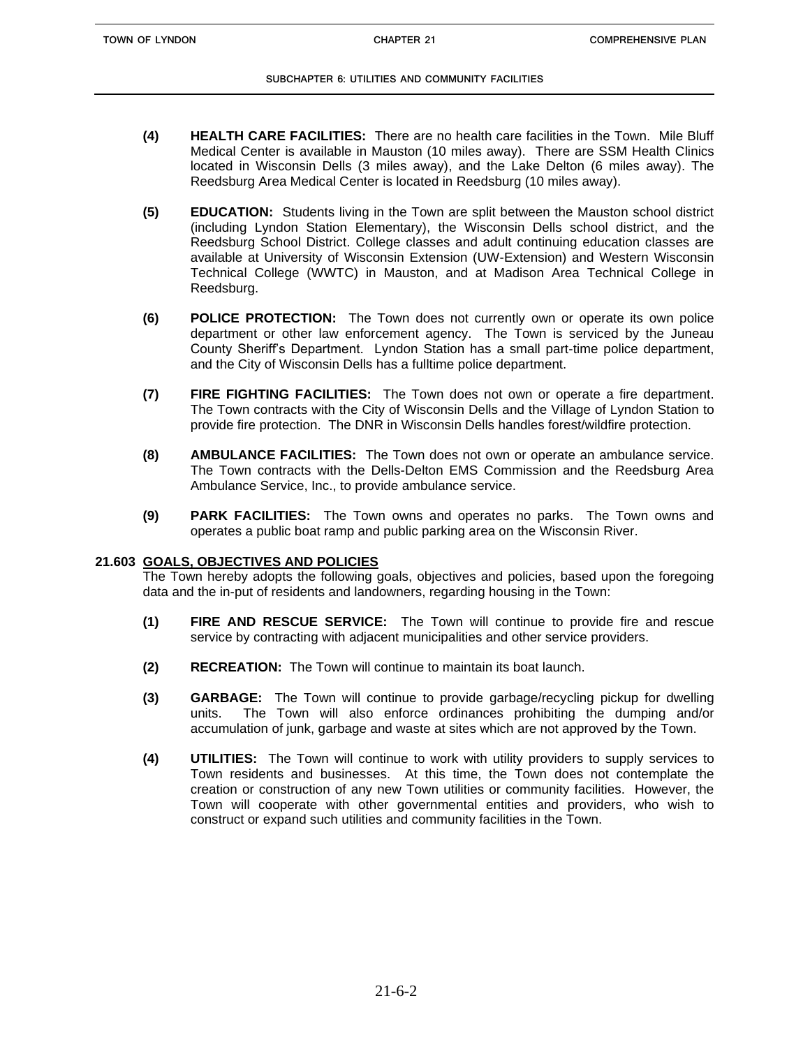**(4) HEALTH CARE FACILITIES:** There are no health care facilities in the Town. Mile Bluff Medical Center is available in Mauston (10 miles away). There are SSM Health Clinics located in Wisconsin Dells (3 miles away), and the Lake Delton (6 miles away). The Reedsburg Area Medical Center is located in Reedsburg (10 miles away).

**(5) EDUCATION:** Students living in the Town are split between the Mauston school district (including Lyndon Station Elementary), the Wisconsin Dells school district, and the Reedsburg School District. College classes and adult continuing education classes are available at University of Wisconsin Extension (UW-Extension) and Western Wisconsin Technical College (WWTC) in Mauston, and at Madison Area Technical College in Reedsburg.

**(6) POLICE PROTECTION:** The Town does not currently own or operate its own police department or other law enforcement agency. The Town is serviced by the Juneau County Sheriff's Department. Lyndon Station has a small part-time police department, and the City of Wisconsin Dells has a fulltime police department.

**(7) FIRE FIGHTING FACILITIES:** The Town does not own or operate a fire department. The Town contracts with the City of Wisconsin Dells and the Village of Lyndon Station to provide fire protection. The DNR in Wisconsin Dells handles forest/wildfire protection.

**(8) AMBULANCE FACILITIES:** The Town does not own or operate an ambulance service. The Town contracts with the Dells-Delton EMS Commission and the Reedsburg Area Ambulance Service, Inc., to provide ambulance service.

**(9) PARK FACILITIES:** The Town owns and operates no parks. The Town owns and operates a public boat ramp and public parking area on the Wisconsin River.

## 21.603 GOALS, OBJECTIVES AND POLICIES

The Town hereby adopts the following goals, objectives and policies, based upon the foregoing data and the in-put of residents and landowners, regarding housing in the Town:

**(1) FIRE AND RESCUE SERVICE:** The Town will continue to provide fire and rescue service by contracting with adjacent municipalities and other service providers.

**(2) RECREATION:** The Town will continue to maintain its boat launch.

**(3) GARBAGE:** The Town will continue to provide garbage/recycling pickup for dwelling units. The Town will also enforce ordinances prohibiting the dumping and/or accumulation of junk, garbage and waste at sites which are not approved by the Town.

**(4) UTILITIES:** The Town will continue to work with utility providers to supply services to Town residents and businesses. At this time, the Town does not contemplate the creation or construction of any new Town utilities or community facilities. However, the Town will cooperate with other governmental entities and providers, who wish to construct or expand such utilities and community facilities in the Town.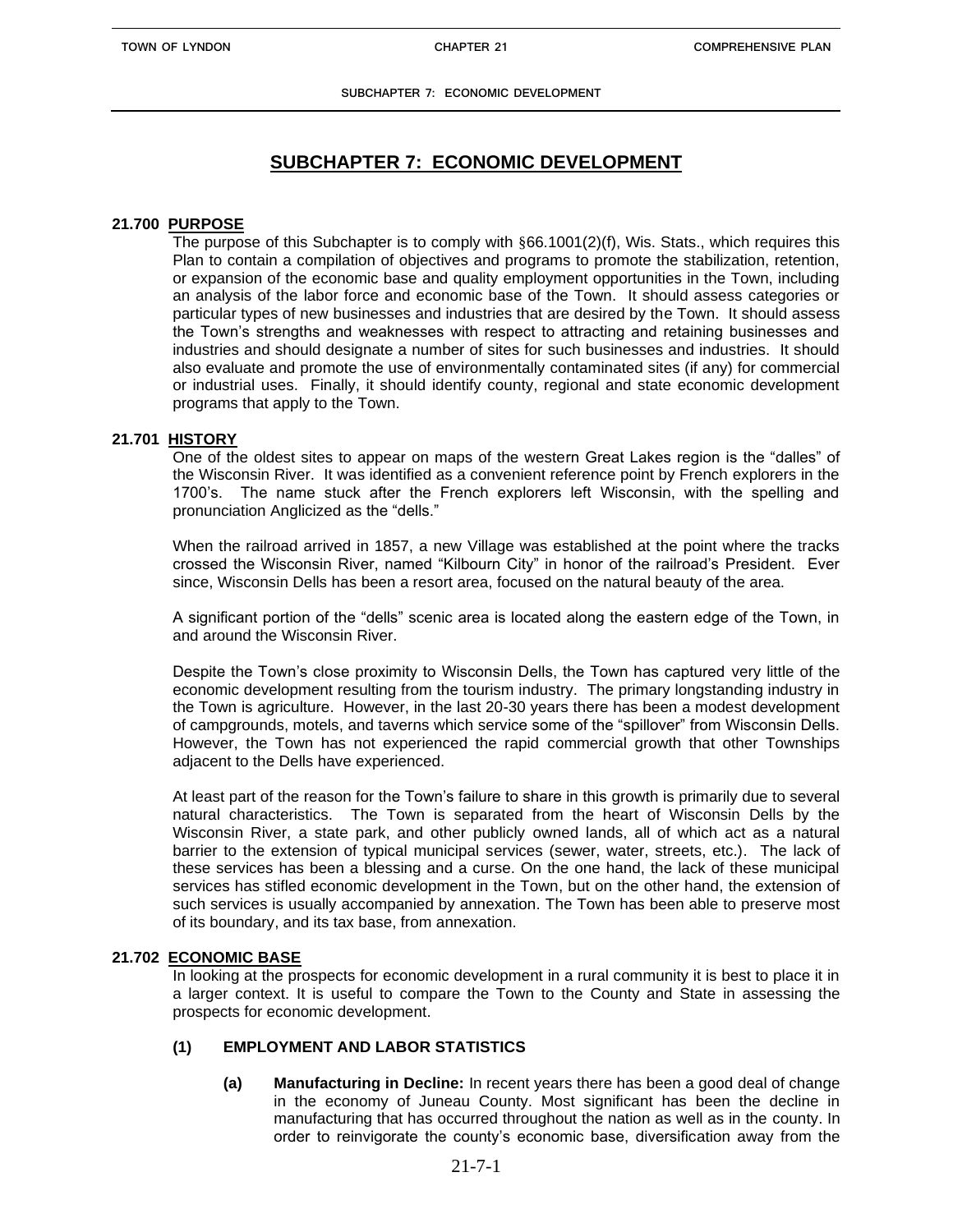# SUBCHAPTER 7: ECONOMIC DEVELOPMENT

## 21.700 PURPOSE

The purpose of this Subchapter is to comply with §66.1001(2)(f), Wis. Stats., which requires this Plan to contain a compilation of objectives and programs to promote the stabilization, retention, or expansion of the economic base and quality employment opportunities in the Town, including an analysis of the labor force and economic base of the Town. It should assess categories or particular types of new businesses and industries that are desired by the Town. It should assess the Town's strengths and weaknesses with respect to attracting and retaining businesses and industries and should designate a number of sites for such businesses and industries. It should also evaluate and promote the use of environmentally contaminated sites (if any) for commercial or industrial uses. Finally, it should identify county, regional and state economic development programs that apply to the Town.

## 21.701 HISTORY

One of the oldest sites to appear on maps of the western Great Lakes region is the "dalles" of the Wisconsin River. It was identified as a convenient reference point by French explorers in the 1700's. The name stuck after the French explorers left Wisconsin, with the spelling and pronunciation Anglicized as the "dells."

When the railroad arrived in 1857, a new Village was established at the point where the tracks crossed the Wisconsin River, named "Kilbourn City" in honor of the railroad's President. Ever since, Wisconsin Dells has been a resort area, focused on the natural beauty of the area.

A significant portion of the "dells" scenic area is located along the eastern edge of the Town, in and around the Wisconsin River.

Despite the Town's close proximity to Wisconsin Dells, the Town has captured very little of the economic development resulting from the tourism industry. The primary longstanding industry in the Town is agriculture. However, in the last 20-30 years there has been a modest development of campgrounds, motels, and taverns which service some of the "spillover" from Wisconsin Dells. However, the Town has not experienced the rapid commercial growth that other Townships adjacent to the Dells have experienced.

At least part of the reason for the Town's failure to share in this growth is primarily due to several natural characteristics. The Town is separated from the heart of Wisconsin Dells by the Wisconsin River, a state park, and other publicly owned lands, all of which act as a natural barrier to the extension of typical municipal services (sewer, water, streets, etc.). The lack of these services has been a blessing and a curse. On the one hand, the lack of these municipal services has stifled economic development in the Town, but on the other hand, the extension of such services is usually accompanied by annexation. The Town has been able to preserve most of its boundary, and its tax base, from annexation.

## 21.702 ECONOMIC BASE

In looking at the prospects for economic development in a rural community it is best to place it in a larger context. It is useful to compare the Town to the County and State in assessing the prospects for economic development.

### (1) EMPLOYMENT AND LABOR STATISTICS

**(a) Manufacturing in Decline:** In recent years there has been a good deal of change in the economy of Juneau County. Most significant has been the decline in manufacturing that has occurred throughout the nation as well as in the county. In order to reinvigorate the county's economic base, diversification away from the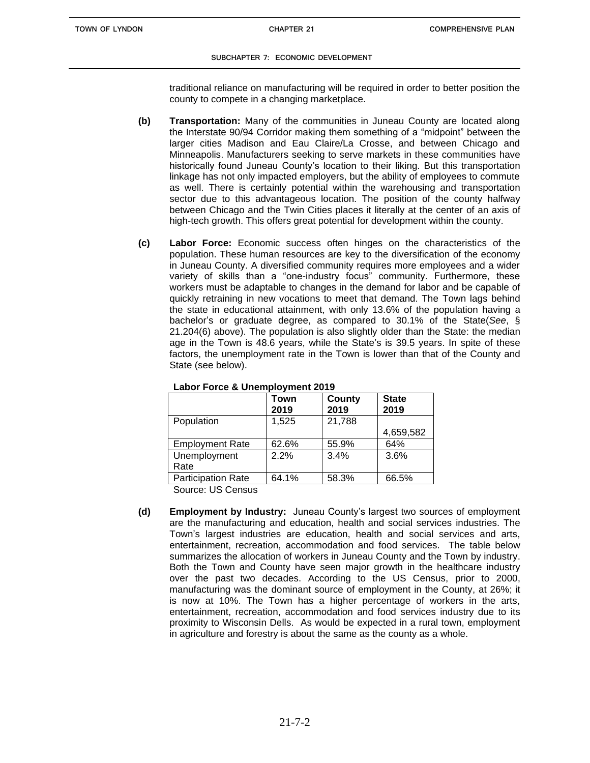traditional reliance on manufacturing will be required in order to better position the county to compete in a changing marketplace.

**(b) Transportation:** Many of the communities in Juneau County are located along the Interstate 90/94 Corridor making them something of a "midpoint" between the larger cities Madison and Eau Claire/La Crosse, and between Chicago and Minneapolis. Manufacturers seeking to serve markets in these communities have historically found Juneau County's location to their liking. But this transportation linkage has not only impacted employers, but the ability of employees to commute as well. There is certainly potential within the warehousing and transportation sector due to this advantageous location. The position of the county halfway between Chicago and the Twin Cities places it literally at the center of an axis of high-tech growth. This offers great potential for development within the county.

**(c) Labor Force:** Economic success often hinges on the characteristics of the population. These human resources are key to the diversification of the economy in Juneau County. A diversified community requires more employees and a wider variety of skills than a "one-industry focus" community. Furthermore, these workers must be adaptable to changes in the demand for labor and be capable of quickly retraining in new vocations to meet that demand. The Town lags behind the state in educational attainment, with only 13.6% of the population having a bachelor's or graduate degree, as compared to 30.1% of the State(*See*, § 21.204(6) above). The population is also slightly older than the State: the median age in the Town is 48.6 years, while the State's is 39.5 years. In spite of these factors, the unemployment rate in the Town is lower than that of the County and State (see below).

**Labor Force & Unemployment 2019**

| | Town 2019 | County 2019 | State 2019 |
|---|---|---|---|
| Population | 1,525 | 21,788 | 4,659,582 |
| Employment Rate | 62.6% | 55.9% | 64% |
| Unemployment Rate | 2.2% | 3.4% | 3.6% |
| Participation Rate | 64.1% | 58.3% | 66.5% |

Source: US Census

**(d) Employment by Industry:** Juneau County's largest two sources of employment are the manufacturing and education, health and social services industries. The Town's largest industries are education, health and social services and arts, entertainment, recreation, accommodation and food services. The table below summarizes the allocation of workers in Juneau County and the Town by industry. Both the Town and County have seen major growth in the healthcare industry over the past two decades. According to the US Census, prior to 2000, manufacturing was the dominant source of employment in the County, at 26%; it is now at 10%. The Town has a higher percentage of workers in the arts, entertainment, recreation, accommodation and food services industry due to its proximity to Wisconsin Dells. As would be expected in a rural town, employment in agriculture and forestry is about the same as the county as a whole.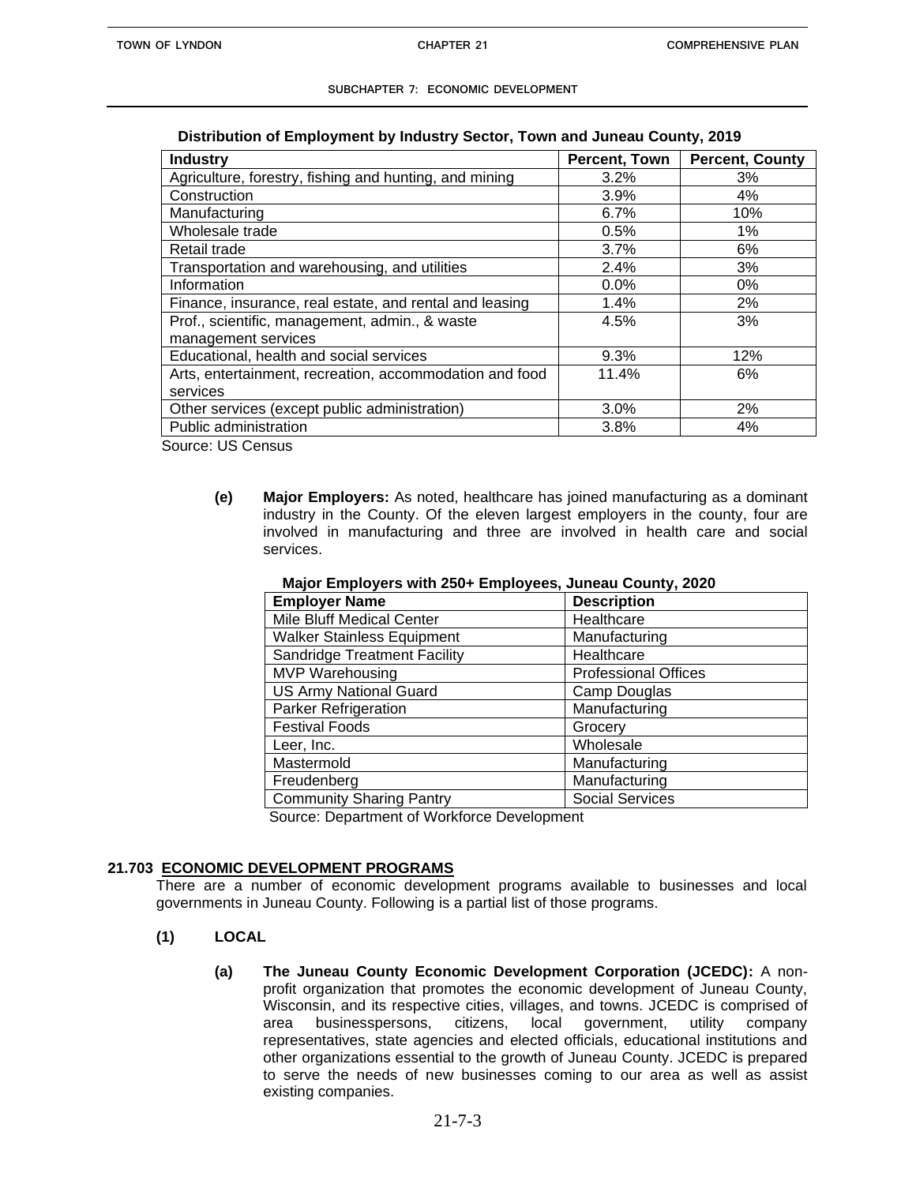**Distribution of Employment by Industry Sector, Town and Juneau County, 2019**

| Industry | Percent, Town | Percent, County |
|---|---|---|
| Agriculture, forestry, fishing and hunting, and mining | 3.2% | 3% |
| Construction | 3.9% | 4% |
| Manufacturing | 6.7% | 10% |
| Wholesale trade | 0.5% | 1% |
| Retail trade | 3.7% | 6% |
| Transportation and warehousing, and utilities | 2.4% | 3% |
| Information | 0.0% | 0% |
| Finance, insurance, real estate, and rental and leasing | 1.4% | 2% |
| Prof., scientific, management, admin., & waste management services | 4.5% | 3% |
| Educational, health and social services | 9.3% | 12% |
| Arts, entertainment, recreation, accommodation and food services | 11.4% | 6% |
| Other services (except public administration) | 3.0% | 2% |
| Public administration | 3.8% | 4% |

Source: US Census

**(e) Major Employers:** As noted, healthcare has joined manufacturing as a dominant industry in the County. Of the eleven largest employers in the county, four are involved in manufacturing and three are involved in health care and social services.

**Major Employers with 250+ Employees, Juneau County, 2020**

| Employer Name | Description |
|---|---|
| Mile Bluff Medical Center | Healthcare |
| Walker Stainless Equipment | Manufacturing |
| Sandridge Treatment Facility | Healthcare |
| MVP Warehousing | Professional Offices |
| US Army National Guard | Camp Douglas |
| Parker Refrigeration | Manufacturing |
| Festival Foods | Grocery |
| Leer, Inc. | Wholesale |
| Mastermold | Manufacturing |
| Freudenberg | Manufacturing |
| Community Sharing Pantry | Social Services |

Source: Department of Workforce Development

## 21.703 ECONOMIC DEVELOPMENT PROGRAMS

There are a number of economic development programs available to businesses and local governments in Juneau County. Following is a partial list of those programs.

### (1) LOCAL

**(a) The Juneau County Economic Development Corporation (JCEDC):** A non-profit organization that promotes the economic development of Juneau County, Wisconsin, and its respective cities, villages, and towns. JCEDC is comprised of area businesspersons, citizens, local government, utility company representatives, state agencies and elected officials, educational institutions and other organizations essential to the growth of Juneau County. JCEDC is prepared to serve the needs of new businesses coming to our area as well as assist existing companies.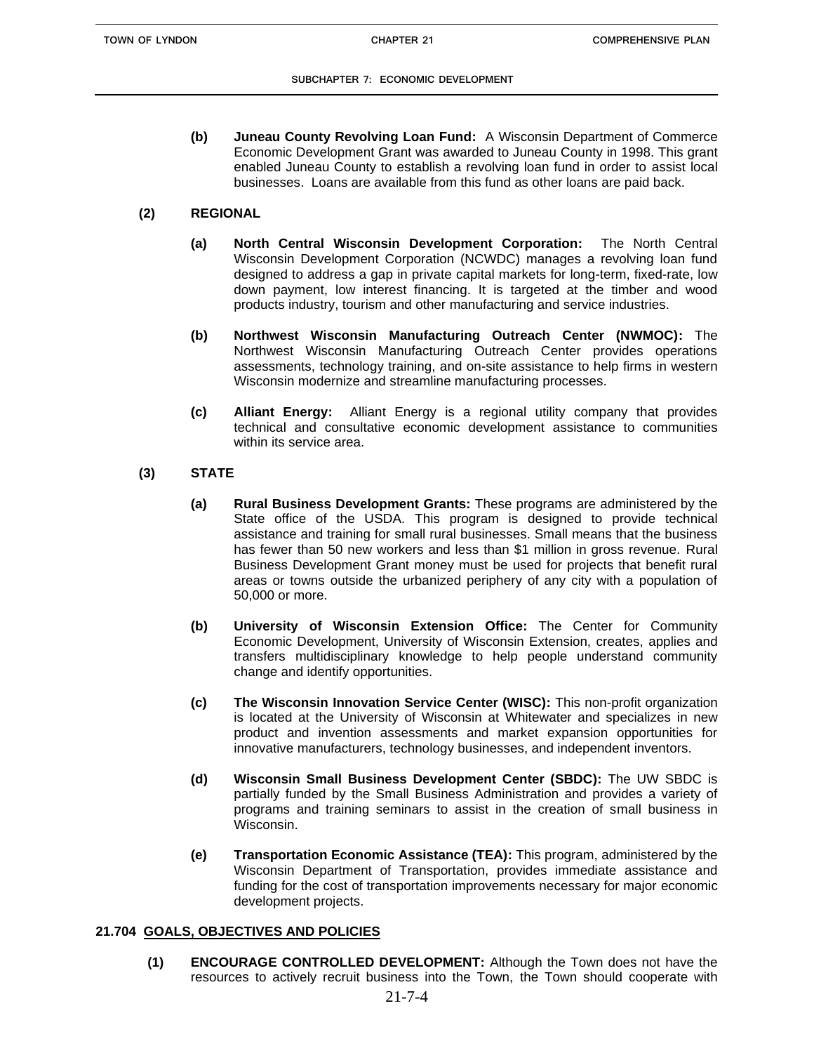**(b) Juneau County Revolving Loan Fund:** A Wisconsin Department of Commerce Economic Development Grant was awarded to Juneau County in 1998. This grant enabled Juneau County to establish a revolving loan fund in order to assist local businesses. Loans are available from this fund as other loans are paid back.

**(2) REGIONAL**

**(a) North Central Wisconsin Development Corporation:** The North Central Wisconsin Development Corporation (NCWDC) manages a revolving loan fund designed to address a gap in private capital markets for long-term, fixed-rate, low down payment, low interest financing. It is targeted at the timber and wood products industry, tourism and other manufacturing and service industries.

**(b) Northwest Wisconsin Manufacturing Outreach Center (NWMOC):** The Northwest Wisconsin Manufacturing Outreach Center provides operations assessments, technology training, and on-site assistance to help firms in western Wisconsin modernize and streamline manufacturing processes.

**(c) Alliant Energy:** Alliant Energy is a regional utility company that provides technical and consultative economic development assistance to communities within its service area.

**(3) STATE**

**(a) Rural Business Development Grants:** These programs are administered by the State office of the USDA. This program is designed to provide technical assistance and training for small rural businesses. Small means that the business has fewer than 50 new workers and less than $1 million in gross revenue. Rural Business Development Grant money must be used for projects that benefit rural areas or towns outside the urbanized periphery of any city with a population of 50,000 or more.

**(b) University of Wisconsin Extension Office:** The Center for Community Economic Development, University of Wisconsin Extension, creates, applies and transfers multidisciplinary knowledge to help people understand community change and identify opportunities.

**(c) The Wisconsin Innovation Service Center (WISC):** This non-profit organization is located at the University of Wisconsin at Whitewater and specializes in new product and invention assessments and market expansion opportunities for innovative manufacturers, technology businesses, and independent inventors.

**(d) Wisconsin Small Business Development Center (SBDC):** The UW SBDC is partially funded by the Small Business Administration and provides a variety of programs and training seminars to assist in the creation of small business in Wisconsin.

**(e) Transportation Economic Assistance (TEA):** This program, administered by the Wisconsin Department of Transportation, provides immediate assistance and funding for the cost of transportation improvements necessary for major economic development projects.

## 21.704 GOALS, OBJECTIVES AND POLICIES

**(1) ENCOURAGE CONTROLLED DEVELOPMENT:** Although the Town does not have the resources to actively recruit business into the Town, the Town should cooperate with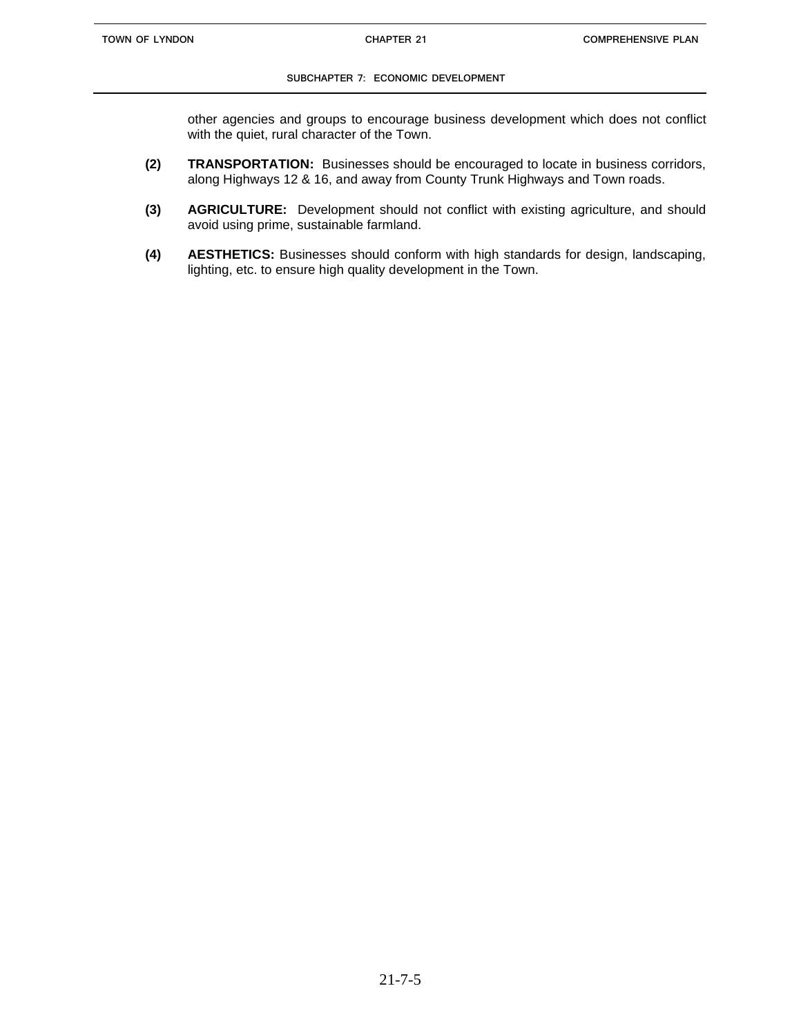other agencies and groups to encourage business development which does not conflict with the quiet, rural character of the Town.

**(2)** **TRANSPORTATION:** Businesses should be encouraged to locate in business corridors, along Highways 12 & 16, and away from County Trunk Highways and Town roads.

**(3)** **AGRICULTURE:** Development should not conflict with existing agriculture, and should avoid using prime, sustainable farmland.

**(4)** **AESTHETICS:** Businesses should conform with high standards for design, landscaping, lighting, etc. to ensure high quality development in the Town.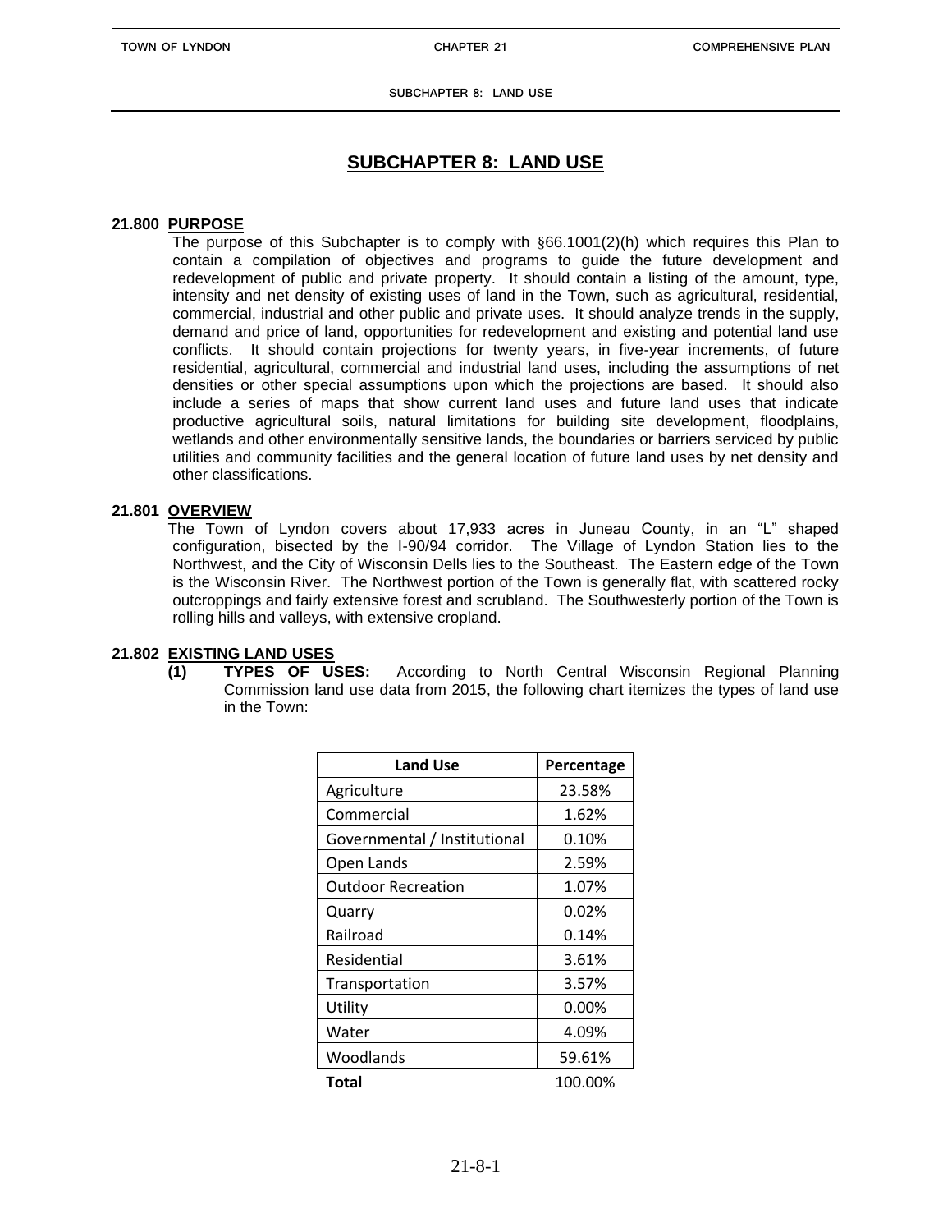# SUBCHAPTER 8: LAND USE

**21.800 PURPOSE**

The purpose of this Subchapter is to comply with §66.1001(2)(h) which requires this Plan to contain a compilation of objectives and programs to guide the future development and redevelopment of public and private property. It should contain a listing of the amount, type, intensity and net density of existing uses of land in the Town, such as agricultural, residential, commercial, industrial and other public and private uses. It should analyze trends in the supply, demand and price of land, opportunities for redevelopment and existing and potential land use conflicts. It should contain projections for twenty years, in five-year increments, of future residential, agricultural, commercial and industrial land uses, including the assumptions of net densities or other special assumptions upon which the projections are based. It should also include a series of maps that show current land uses and future land uses that indicate productive agricultural soils, natural limitations for building site development, floodplains, wetlands and other environmentally sensitive lands, the boundaries or barriers serviced by public utilities and community facilities and the general location of future land uses by net density and other classifications.

**21.801 OVERVIEW**

The Town of Lyndon covers about 17,933 acres in Juneau County, in an "L" shaped configuration, bisected by the I-90/94 corridor. The Village of Lyndon Station lies to the Northwest, and the City of Wisconsin Dells lies to the Southeast. The Eastern edge of the Town is the Wisconsin River. The Northwest portion of the Town is generally flat, with scattered rocky outcroppings and fairly extensive forest and scrubland. The Southwesterly portion of the Town is rolling hills and valleys, with extensive cropland.

**21.802 EXISTING LAND USES**

**(1) TYPES OF USES:** According to North Central Wisconsin Regional Planning Commission land use data from 2015, the following chart itemizes the types of land use in the Town:

| Land Use | Percentage |
|---|---|
| Agriculture | 23.58% |
| Commercial | 1.62% |
| Governmental / Institutional | 0.10% |
| Open Lands | 2.59% |
| Outdoor Recreation | 1.07% |
| Quarry | 0.02% |
| Railroad | 0.14% |
| Residential | 3.61% |
| Transportation | 3.57% |
| Utility | 0.00% |
| Water | 4.09% |
| Woodlands | 59.61% |
| **Total** | 100.00% |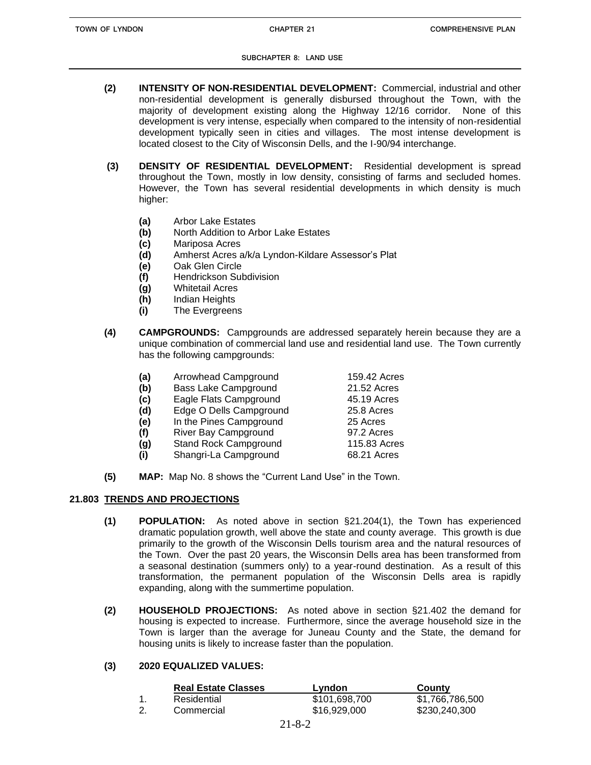**(2) INTENSITY OF NON-RESIDENTIAL DEVELOPMENT:** Commercial, industrial and other non-residential development is generally disbursed throughout the Town, with the majority of development existing along the Highway 12/16 corridor. None of this development is very intense, especially when compared to the intensity of non-residential development typically seen in cities and villages. The most intense development is located closest to the City of Wisconsin Dells, and the I-90/94 interchange.

**(3) DENSITY OF RESIDENTIAL DEVELOPMENT:** Residential development is spread throughout the Town, mostly in low density, consisting of farms and secluded homes. However, the Town has several residential developments in which density is much higher:

- **(a)** Arbor Lake Estates
- **(b)** North Addition to Arbor Lake Estates
- **(c)** Mariposa Acres
- **(d)** Amherst Acres a/k/a Lyndon-Kildare Assessor's Plat
- **(e)** Oak Glen Circle
- **(f)** Hendrickson Subdivision
- **(g)** Whitetail Acres
- **(h)** Indian Heights
- **(i)** The Evergreens

**(4) CAMPGROUNDS:** Campgrounds are addressed separately herein because they are a unique combination of commercial land use and residential land use. The Town currently has the following campgrounds:

| | Campground | Acres |
|---|---|---|
| **(a)** | Arrowhead Campground | 159.42 Acres |
| **(b)** | Bass Lake Campground | 21.52 Acres |
| **(c)** | Eagle Flats Campground | 45.19 Acres |
| **(d)** | Edge O Dells Campground | 25.8 Acres |
| **(e)** | In the Pines Campground | 25 Acres |
| **(f)** | River Bay Campground | 97.2 Acres |
| **(g)** | Stand Rock Campground | 115.83 Acres |
| **(i)** | Shangri-La Campground | 68.21 Acres |

**(5) MAP:** Map No. 8 shows the "Current Land Use" in the Town.

## 21.803 TRENDS AND PROJECTIONS

**(1) POPULATION:** As noted above in section §21.204(1), the Town has experienced dramatic population growth, well above the state and county average. This growth is due primarily to the growth of the Wisconsin Dells tourism area and the natural resources of the Town. Over the past 20 years, the Wisconsin Dells area has been transformed from a seasonal destination (summers only) to a year-round destination. As a result of this transformation, the permanent population of the Wisconsin Dells area is rapidly expanding, along with the summertime population.

**(2) HOUSEHOLD PROJECTIONS:** As noted above in section §21.402 the demand for housing is expected to increase. Furthermore, since the average household size in the Town is larger than the average for Juneau County and the State, the demand for housing units is likely to increase faster than the population.

**(3) 2020 EQUALIZED VALUES:**

| | Real Estate Classes | Lyndon | County |
|---|---|---|---|
| 1. | Residential | $101,698,700 | $1,766,786,500 |
| 2. | Commercial | $16,929,000 | $230,240,300 |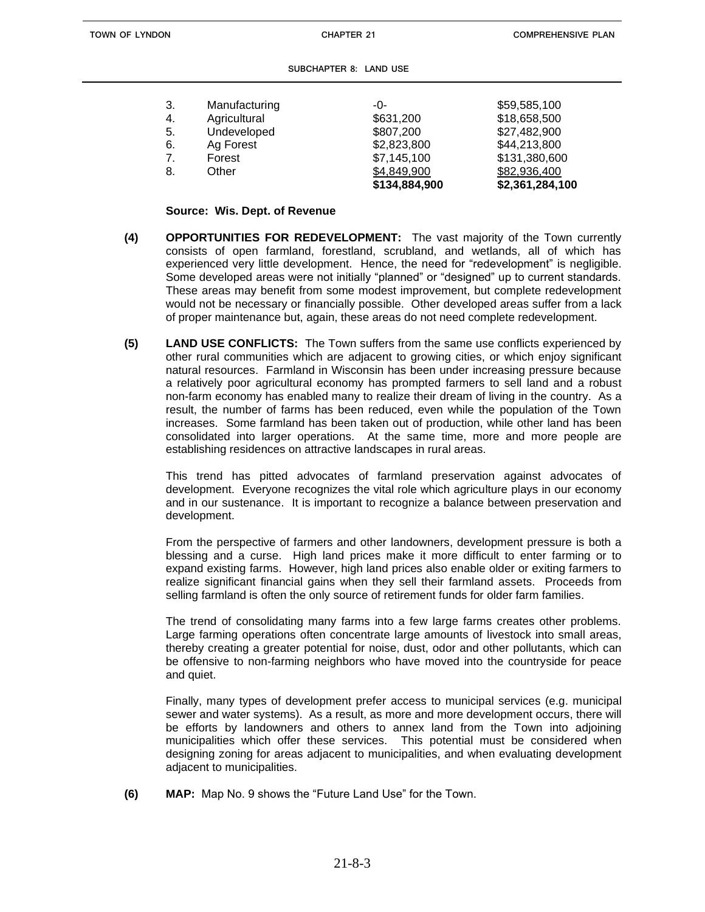| | | | |
|---|---|---|---|
| 3. | Manufacturing | -0- | \$59,585,100 |
| 4. | Agricultural | \$631,200 | \$18,658,500 |
| 5. | Undeveloped | \$807,200 | \$27,482,900 |
| 6. | Ag Forest | \$2,823,800 | \$44,213,800 |
| 7. | Forest | \$7,145,100 | \$131,380,600 |
| 8. | Other | \$4,849,900 | \$82,936,400 |
| | | **\$134,884,900** | **\$2,361,284,100** |

**Source: Wis. Dept. of Revenue**

**(4) OPPORTUNITIES FOR REDEVELOPMENT:** The vast majority of the Town currently consists of open farmland, forestland, scrubland, and wetlands, all of which has experienced very little development. Hence, the need for "redevelopment" is negligible. Some developed areas were not initially "planned" or "designed" up to current standards. These areas may benefit from some modest improvement, but complete redevelopment would not be necessary or financially possible. Other developed areas suffer from a lack of proper maintenance but, again, these areas do not need complete redevelopment.

**(5) LAND USE CONFLICTS:** The Town suffers from the same use conflicts experienced by other rural communities which are adjacent to growing cities, or which enjoy significant natural resources. Farmland in Wisconsin has been under increasing pressure because a relatively poor agricultural economy has prompted farmers to sell land and a robust non-farm economy has enabled many to realize their dream of living in the country. As a result, the number of farms has been reduced, even while the population of the Town increases. Some farmland has been taken out of production, while other land has been consolidated into larger operations. At the same time, more and more people are establishing residences on attractive landscapes in rural areas.

This trend has pitted advocates of farmland preservation against advocates of development. Everyone recognizes the vital role which agriculture plays in our economy and in our sustenance. It is important to recognize a balance between preservation and development.

From the perspective of farmers and other landowners, development pressure is both a blessing and a curse. High land prices make it more difficult to enter farming or to expand existing farms. However, high land prices also enable older or exiting farmers to realize significant financial gains when they sell their farmland assets. Proceeds from selling farmland is often the only source of retirement funds for older farm families.

The trend of consolidating many farms into a few large farms creates other problems. Large farming operations often concentrate large amounts of livestock into small areas, thereby creating a greater potential for noise, dust, odor and other pollutants, which can be offensive to non-farming neighbors who have moved into the countryside for peace and quiet.

Finally, many types of development prefer access to municipal services (e.g. municipal sewer and water systems). As a result, as more and more development occurs, there will be efforts by landowners and others to annex land from the Town into adjoining municipalities which offer these services. This potential must be considered when designing zoning for areas adjacent to municipalities, and when evaluating development adjacent to municipalities.

**(6) MAP:** Map No. 9 shows the "Future Land Use" for the Town.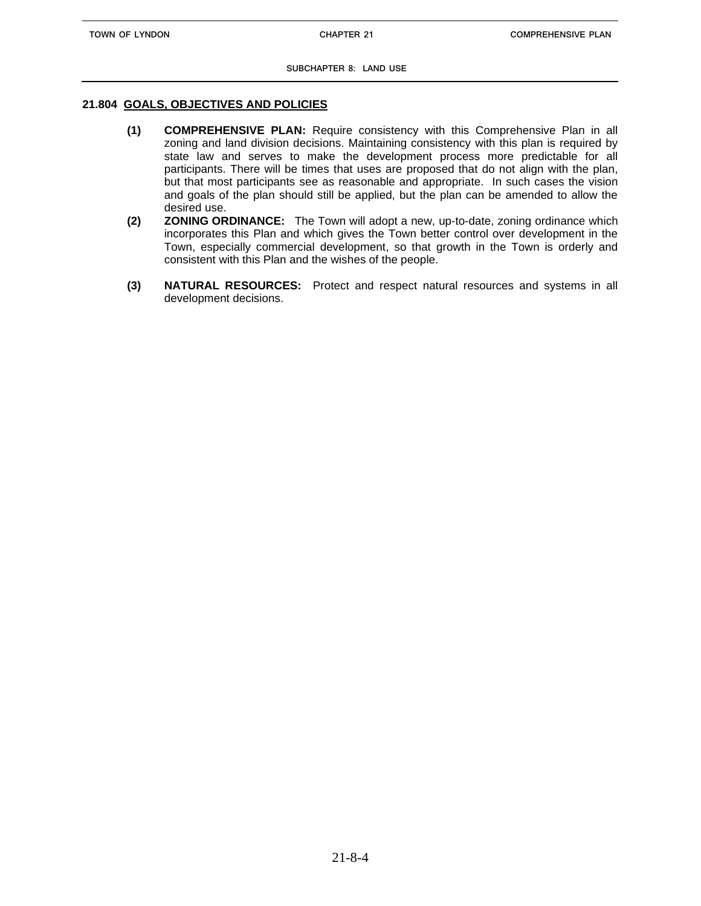## 21.804 GOALS, OBJECTIVES AND POLICIES

**(1) COMPREHENSIVE PLAN:** Require consistency with this Comprehensive Plan in all zoning and land division decisions. Maintaining consistency with this plan is required by state law and serves to make the development process more predictable for all participants. There will be times that uses are proposed that do not align with the plan, but that most participants see as reasonable and appropriate. In such cases the vision and goals of the plan should still be applied, but the plan can be amended to allow the desired use.

**(2) ZONING ORDINANCE:** The Town will adopt a new, up-to-date, zoning ordinance which incorporates this Plan and which gives the Town better control over development in the Town, especially commercial development, so that growth in the Town is orderly and consistent with this Plan and the wishes of the people.

**(3) NATURAL RESOURCES:** Protect and respect natural resources and systems in all development decisions.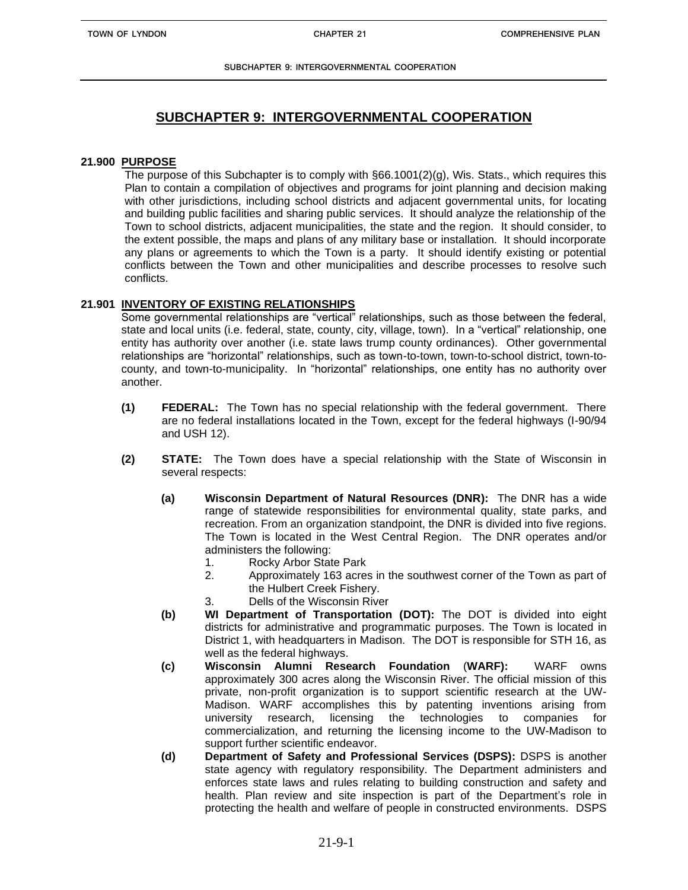# SUBCHAPTER 9: INTERGOVERNMENTAL COOPERATION

**21.900 PURPOSE**

The purpose of this Subchapter is to comply with §66.1001(2)(g), Wis. Stats., which requires this Plan to contain a compilation of objectives and programs for joint planning and decision making with other jurisdictions, including school districts and adjacent governmental units, for locating and building public facilities and sharing public services. It should analyze the relationship of the Town to school districts, adjacent municipalities, the state and the region. It should consider, to the extent possible, the maps and plans of any military base or installation. It should incorporate any plans or agreements to which the Town is a party. It should identify existing or potential conflicts between the Town and other municipalities and describe processes to resolve such conflicts.

**21.901 INVENTORY OF EXISTING RELATIONSHIPS**

Some governmental relationships are "vertical" relationships, such as those between the federal, state and local units (i.e. federal, state, county, city, village, town). In a "vertical" relationship, one entity has authority over another (i.e. state laws trump county ordinances). Other governmental relationships are "horizontal" relationships, such as town-to-town, town-to-school district, town-to-county, and town-to-municipality. In "horizontal" relationships, one entity has no authority over another.

**(1) FEDERAL:** The Town has no special relationship with the federal government. There are no federal installations located in the Town, except for the federal highways (I-90/94 and USH 12).

**(2) STATE:** The Town does have a special relationship with the State of Wisconsin in several respects:

**(a) Wisconsin Department of Natural Resources (DNR):** The DNR has a wide range of statewide responsibilities for environmental quality, state parks, and recreation. From an organization standpoint, the DNR is divided into five regions. The Town is located in the West Central Region. The DNR operates and/or administers the following:

1. Rocky Arbor State Park
2. Approximately 163 acres in the southwest corner of the Town as part of the Hulbert Creek Fishery.
3. Dells of the Wisconsin River

**(b) WI Department of Transportation (DOT):** The DOT is divided into eight districts for administrative and programmatic purposes. The Town is located in District 1, with headquarters in Madison. The DOT is responsible for STH 16, as well as the federal highways.

**(c) Wisconsin Alumni Research Foundation (WARF):** WARF owns approximately 300 acres along the Wisconsin River. The official mission of this private, non-profit organization is to support scientific research at the UW-Madison. WARF accomplishes this by patenting inventions arising from university research, licensing the technologies to companies for commercialization, and returning the licensing income to the UW-Madison to support further scientific endeavor.

**(d) Department of Safety and Professional Services (DSPS):** DSPS is another state agency with regulatory responsibility. The Department administers and enforces state laws and rules relating to building construction and safety and health. Plan review and site inspection is part of the Department's role in protecting the health and welfare of people in constructed environments. DSPS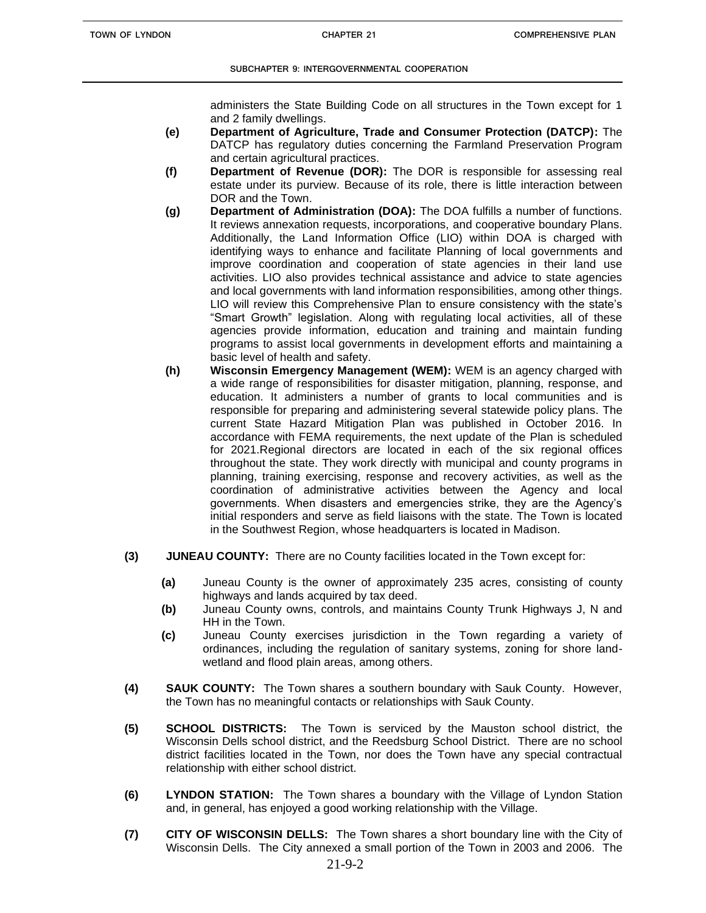administers the State Building Code on all structures in the Town except for 1 and 2 family dwellings.

**(e)** **Department of Agriculture, Trade and Consumer Protection (DATCP):** The DATCP has regulatory duties concerning the Farmland Preservation Program and certain agricultural practices.

**(f)** **Department of Revenue (DOR):** The DOR is responsible for assessing real estate under its purview. Because of its role, there is little interaction between DOR and the Town.

**(g)** **Department of Administration (DOA):** The DOA fulfills a number of functions. It reviews annexation requests, incorporations, and cooperative boundary Plans. Additionally, the Land Information Office (LIO) within DOA is charged with identifying ways to enhance and facilitate Planning of local governments and improve coordination and cooperation of state agencies in their land use activities. LIO also provides technical assistance and advice to state agencies and local governments with land information responsibilities, among other things. LIO will review this Comprehensive Plan to ensure consistency with the state's "Smart Growth" legislation. Along with regulating local activities, all of these agencies provide information, education and training and maintain funding programs to assist local governments in development efforts and maintaining a basic level of health and safety.

**(h)** **Wisconsin Emergency Management (WEM):** WEM is an agency charged with a wide range of responsibilities for disaster mitigation, planning, response, and education. It administers a number of grants to local communities and is responsible for preparing and administering several statewide policy plans. The current State Hazard Mitigation Plan was published in October 2016. In accordance with FEMA requirements, the next update of the Plan is scheduled for 2021.Regional directors are located in each of the six regional offices throughout the state. They work directly with municipal and county programs in planning, training exercising, response and recovery activities, as well as the coordination of administrative activities between the Agency and local governments. When disasters and emergencies strike, they are the Agency's initial responders and serve as field liaisons with the state. The Town is located in the Southwest Region, whose headquarters is located in Madison.

**(3)** **JUNEAU COUNTY:** There are no County facilities located in the Town except for:

**(a)** Juneau County is the owner of approximately 235 acres, consisting of county highways and lands acquired by tax deed.

**(b)** Juneau County owns, controls, and maintains County Trunk Highways J, N and HH in the Town.

**(c)** Juneau County exercises jurisdiction in the Town regarding a variety of ordinances, including the regulation of sanitary systems, zoning for shore land-wetland and flood plain areas, among others.

**(4)** **SAUK COUNTY:** The Town shares a southern boundary with Sauk County. However, the Town has no meaningful contacts or relationships with Sauk County.

**(5)** **SCHOOL DISTRICTS:** The Town is serviced by the Mauston school district, the Wisconsin Dells school district, and the Reedsburg School District. There are no school district facilities located in the Town, nor does the Town have any special contractual relationship with either school district.

**(6)** **LYNDON STATION:** The Town shares a boundary with the Village of Lyndon Station and, in general, has enjoyed a good working relationship with the Village.

**(7)** **CITY OF WISCONSIN DELLS:** The Town shares a short boundary line with the City of Wisconsin Dells. The City annexed a small portion of the Town in 2003 and 2006. The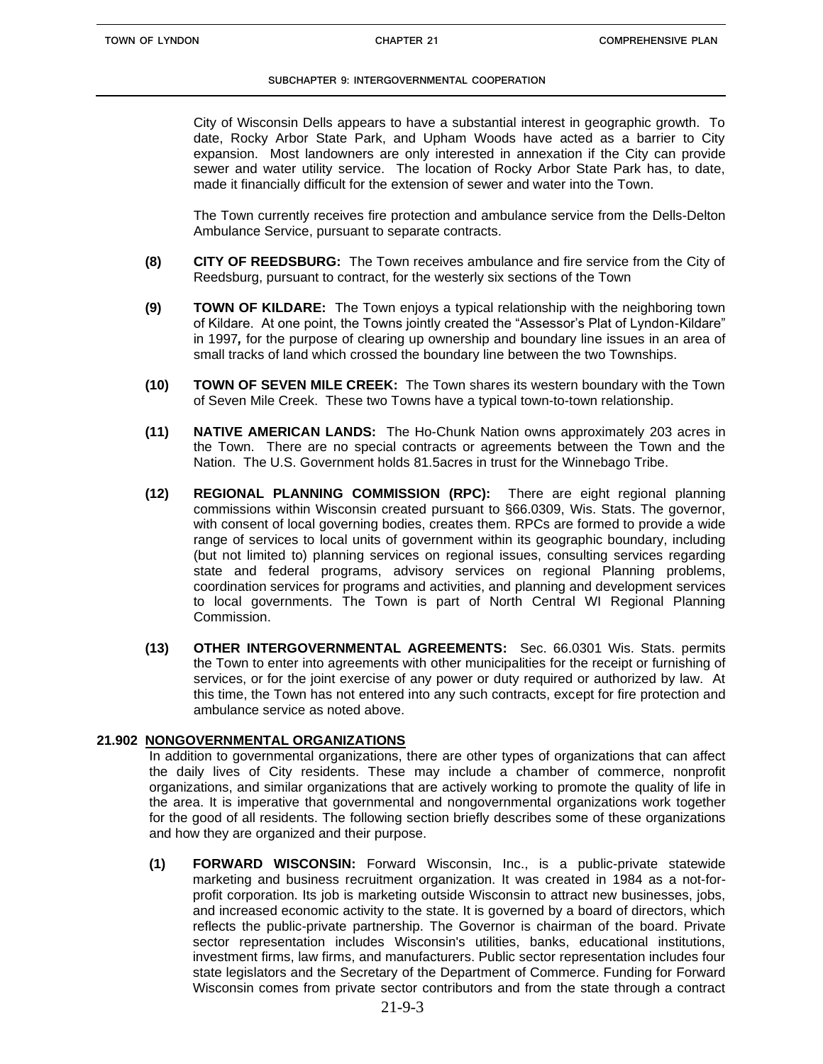City of Wisconsin Dells appears to have a substantial interest in geographic growth. To date, Rocky Arbor State Park, and Upham Woods have acted as a barrier to City expansion. Most landowners are only interested in annexation if the City can provide sewer and water utility service. The location of Rocky Arbor State Park has, to date, made it financially difficult for the extension of sewer and water into the Town.

The Town currently receives fire protection and ambulance service from the Dells-Delton Ambulance Service, pursuant to separate contracts.

**(8) CITY OF REEDSBURG:** The Town receives ambulance and fire service from the City of Reedsburg, pursuant to contract, for the westerly six sections of the Town

**(9) TOWN OF KILDARE:** The Town enjoys a typical relationship with the neighboring town of Kildare. At one point, the Towns jointly created the "Assessor's Plat of Lyndon-Kildare" in 1997*,* for the purpose of clearing up ownership and boundary line issues in an area of small tracks of land which crossed the boundary line between the two Townships.

**(10) TOWN OF SEVEN MILE CREEK:** The Town shares its western boundary with the Town of Seven Mile Creek. These two Towns have a typical town-to-town relationship.

**(11) NATIVE AMERICAN LANDS:** The Ho-Chunk Nation owns approximately 203 acres in the Town. There are no special contracts or agreements between the Town and the Nation. The U.S. Government holds 81.5acres in trust for the Winnebago Tribe.

**(12) REGIONAL PLANNING COMMISSION (RPC):** There are eight regional planning commissions within Wisconsin created pursuant to §66.0309, Wis. Stats. The governor, with consent of local governing bodies, creates them. RPCs are formed to provide a wide range of services to local units of government within its geographic boundary, including (but not limited to) planning services on regional issues, consulting services regarding state and federal programs, advisory services on regional Planning problems, coordination services for programs and activities, and planning and development services to local governments. The Town is part of North Central WI Regional Planning Commission.

**(13) OTHER INTERGOVERNMENTAL AGREEMENTS:** Sec. 66.0301 Wis. Stats. permits the Town to enter into agreements with other municipalities for the receipt or furnishing of services, or for the joint exercise of any power or duty required or authorized by law. At this time, the Town has not entered into any such contracts, except for fire protection and ambulance service as noted above.

## 21.902 NONGOVERNMENTAL ORGANIZATIONS

In addition to governmental organizations, there are other types of organizations that can affect the daily lives of City residents. These may include a chamber of commerce, nonprofit organizations, and similar organizations that are actively working to promote the quality of life in the area. It is imperative that governmental and nongovernmental organizations work together for the good of all residents. The following section briefly describes some of these organizations and how they are organized and their purpose.

**(1) FORWARD WISCONSIN:** Forward Wisconsin, Inc., is a public-private statewide marketing and business recruitment organization. It was created in 1984 as a not-for-profit corporation. Its job is marketing outside Wisconsin to attract new businesses, jobs, and increased economic activity to the state. It is governed by a board of directors, which reflects the public-private partnership. The Governor is chairman of the board. Private sector representation includes Wisconsin's utilities, banks, educational institutions, investment firms, law firms, and manufacturers. Public sector representation includes four state legislators and the Secretary of the Department of Commerce. Funding for Forward Wisconsin comes from private sector contributors and from the state through a contract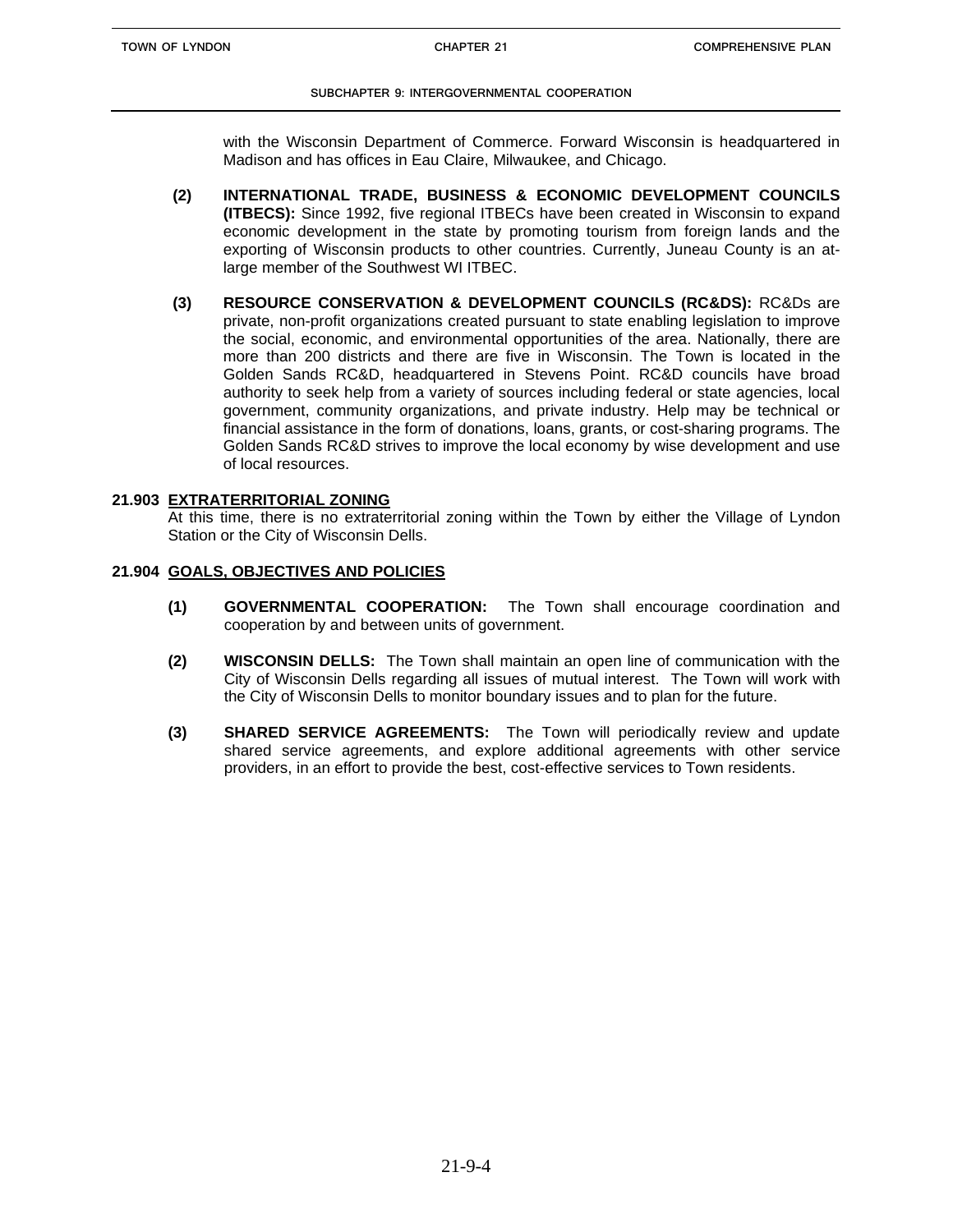with the Wisconsin Department of Commerce. Forward Wisconsin is headquartered in Madison and has offices in Eau Claire, Milwaukee, and Chicago.

**(2) INTERNATIONAL TRADE, BUSINESS & ECONOMIC DEVELOPMENT COUNCILS (ITBECS):** Since 1992, five regional ITBECs have been created in Wisconsin to expand economic development in the state by promoting tourism from foreign lands and the exporting of Wisconsin products to other countries. Currently, Juneau County is an at-large member of the Southwest WI ITBEC.

**(3) RESOURCE CONSERVATION & DEVELOPMENT COUNCILS (RC&DS):** RC&Ds are private, non-profit organizations created pursuant to state enabling legislation to improve the social, economic, and environmental opportunities of the area. Nationally, there are more than 200 districts and there are five in Wisconsin. The Town is located in the Golden Sands RC&D, headquartered in Stevens Point. RC&D councils have broad authority to seek help from a variety of sources including federal or state agencies, local government, community organizations, and private industry. Help may be technical or financial assistance in the form of donations, loans, grants, or cost-sharing programs. The Golden Sands RC&D strives to improve the local economy by wise development and use of local resources.

## 21.903 EXTRATERRITORIAL ZONING

At this time, there is no extraterritorial zoning within the Town by either the Village of Lyndon Station or the City of Wisconsin Dells.

## 21.904 GOALS, OBJECTIVES AND POLICIES

**(1) GOVERNMENTAL COOPERATION:** The Town shall encourage coordination and cooperation by and between units of government.

**(2) WISCONSIN DELLS:** The Town shall maintain an open line of communication with the City of Wisconsin Dells regarding all issues of mutual interest. The Town will work with the City of Wisconsin Dells to monitor boundary issues and to plan for the future.

**(3) SHARED SERVICE AGREEMENTS:** The Town will periodically review and update shared service agreements, and explore additional agreements with other service providers, in an effort to provide the best, cost-effective services to Town residents.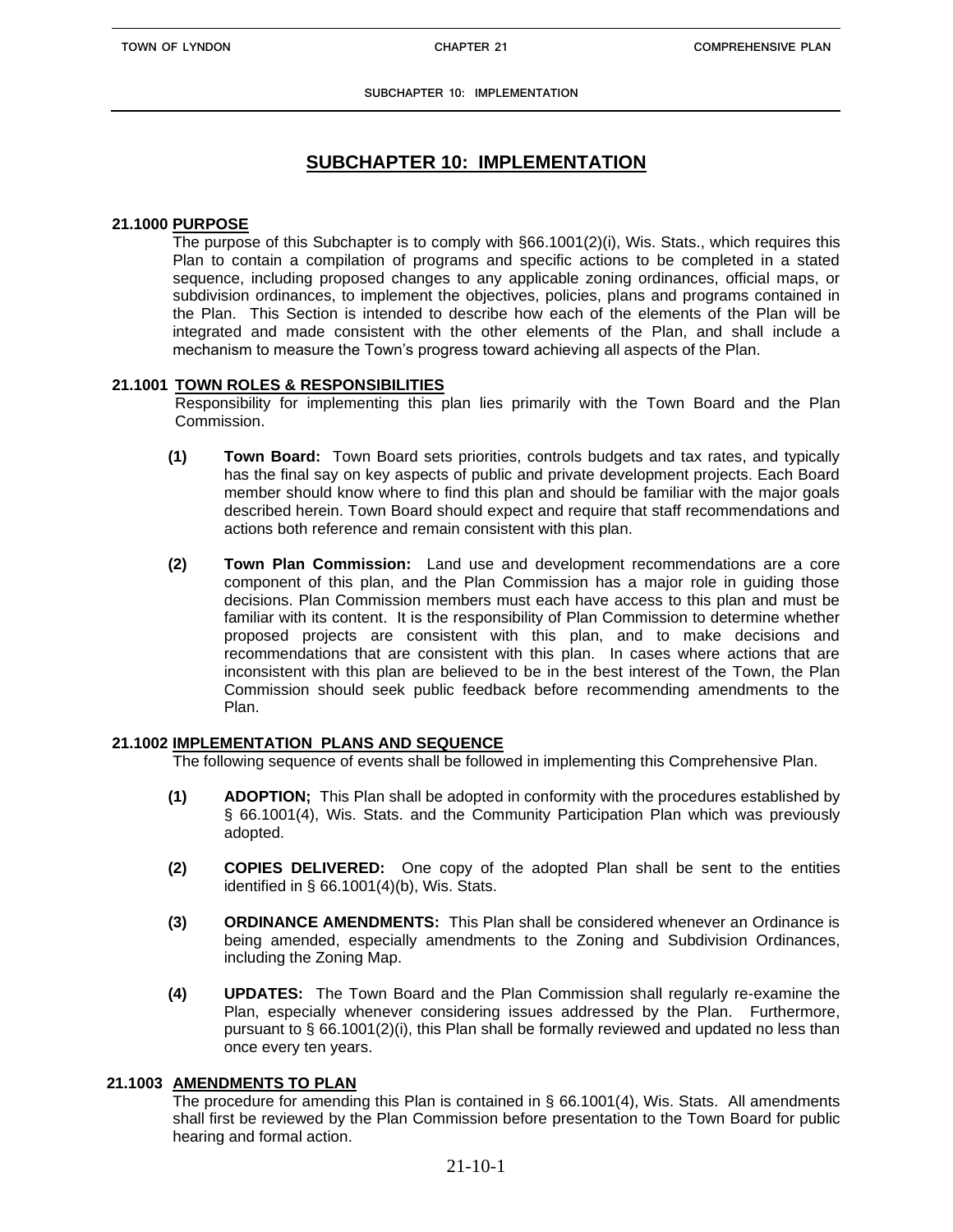# SUBCHAPTER 10: IMPLEMENTATION

**21.1000 PURPOSE**

The purpose of this Subchapter is to comply with §66.1001(2)(i), Wis. Stats., which requires this Plan to contain a compilation of programs and specific actions to be completed in a stated sequence, including proposed changes to any applicable zoning ordinances, official maps, or subdivision ordinances, to implement the objectives, policies, plans and programs contained in the Plan. This Section is intended to describe how each of the elements of the Plan will be integrated and made consistent with the other elements of the Plan, and shall include a mechanism to measure the Town's progress toward achieving all aspects of the Plan.

**21.1001 TOWN ROLES & RESPONSIBILITIES**

Responsibility for implementing this plan lies primarily with the Town Board and the Plan Commission.

**(1) Town Board:** Town Board sets priorities, controls budgets and tax rates, and typically has the final say on key aspects of public and private development projects. Each Board member should know where to find this plan and should be familiar with the major goals described herein. Town Board should expect and require that staff recommendations and actions both reference and remain consistent with this plan.

**(2) Town Plan Commission:** Land use and development recommendations are a core component of this plan, and the Plan Commission has a major role in guiding those decisions. Plan Commission members must each have access to this plan and must be familiar with its content. It is the responsibility of Plan Commission to determine whether proposed projects are consistent with this plan, and to make decisions and recommendations that are consistent with this plan. In cases where actions that are inconsistent with this plan are believed to be in the best interest of the Town, the Plan Commission should seek public feedback before recommending amendments to the Plan.

**21.1002 IMPLEMENTATION PLANS AND SEQUENCE**

The following sequence of events shall be followed in implementing this Comprehensive Plan.

**(1) ADOPTION;** This Plan shall be adopted in conformity with the procedures established by § 66.1001(4), Wis. Stats. and the Community Participation Plan which was previously adopted.

**(2) COPIES DELIVERED:** One copy of the adopted Plan shall be sent to the entities identified in § 66.1001(4)(b), Wis. Stats.

**(3) ORDINANCE AMENDMENTS:** This Plan shall be considered whenever an Ordinance is being amended, especially amendments to the Zoning and Subdivision Ordinances, including the Zoning Map.

**(4) UPDATES:** The Town Board and the Plan Commission shall regularly re-examine the Plan, especially whenever considering issues addressed by the Plan. Furthermore, pursuant to § 66.1001(2)(i), this Plan shall be formally reviewed and updated no less than once every ten years.

**21.1003 AMENDMENTS TO PLAN**

The procedure for amending this Plan is contained in § 66.1001(4), Wis. Stats. All amendments shall first be reviewed by the Plan Commission before presentation to the Town Board for public hearing and formal action.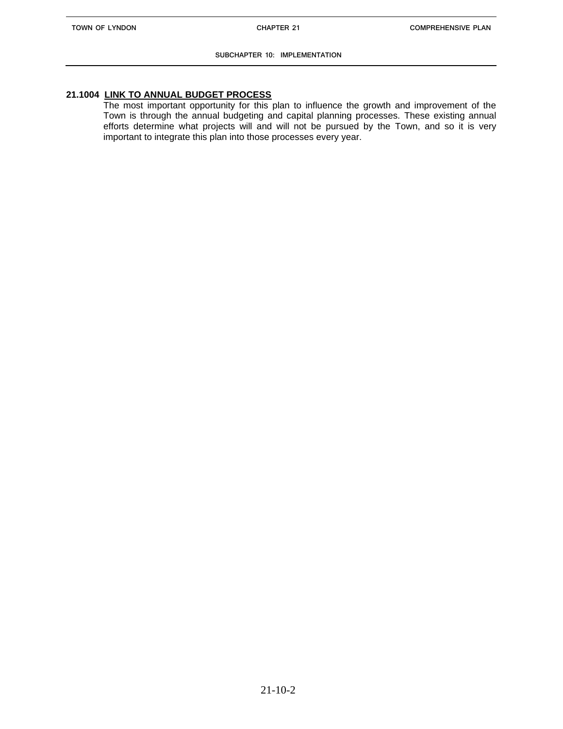### 21.1004 LINK TO ANNUAL BUDGET PROCESS

The most important opportunity for this plan to influence the growth and improvement of the Town is through the annual budgeting and capital planning processes. These existing annual efforts determine what projects will and will not be pursued by the Town, and so it is very important to integrate this plan into those processes every year.